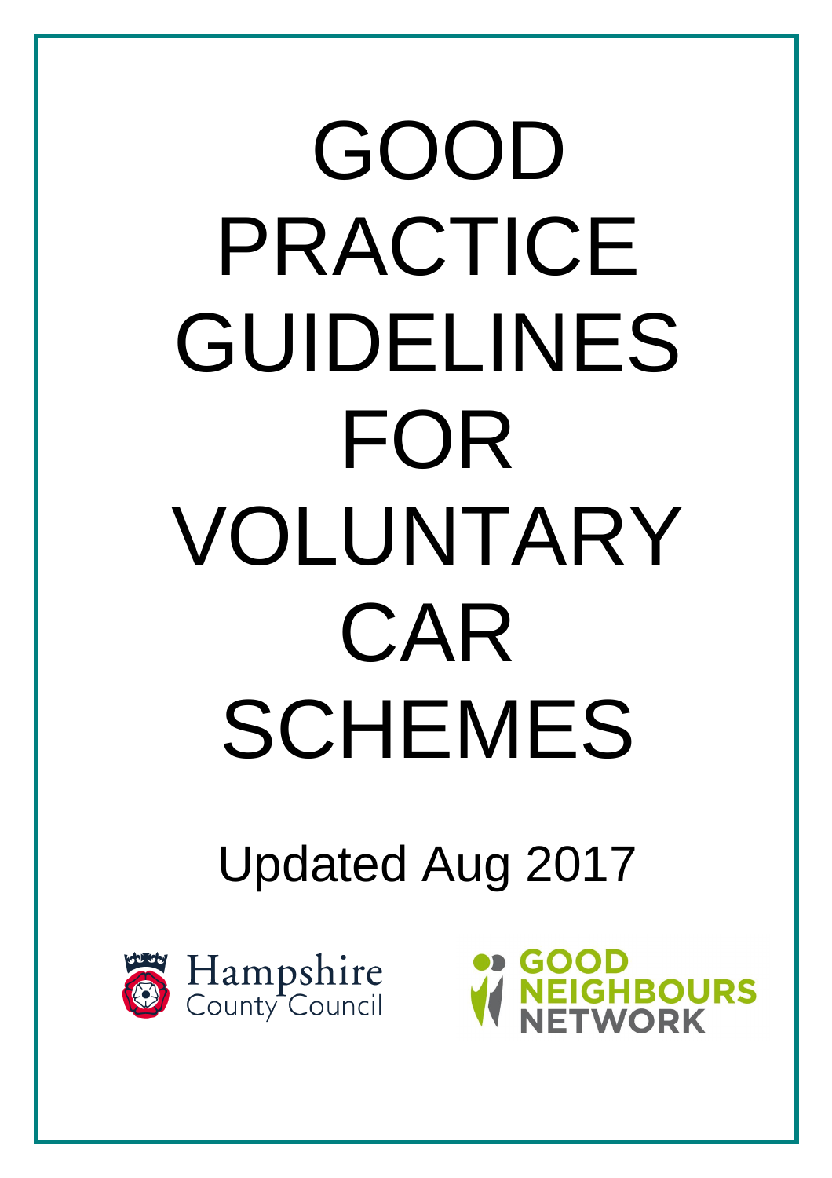# GOOD PRACTICE GUIDELINES FOR VOLUNTARY CAR SCHEMES

Updated Aug 2017

Hampshire County Council

GOOD NEIGHBOURS NETWORK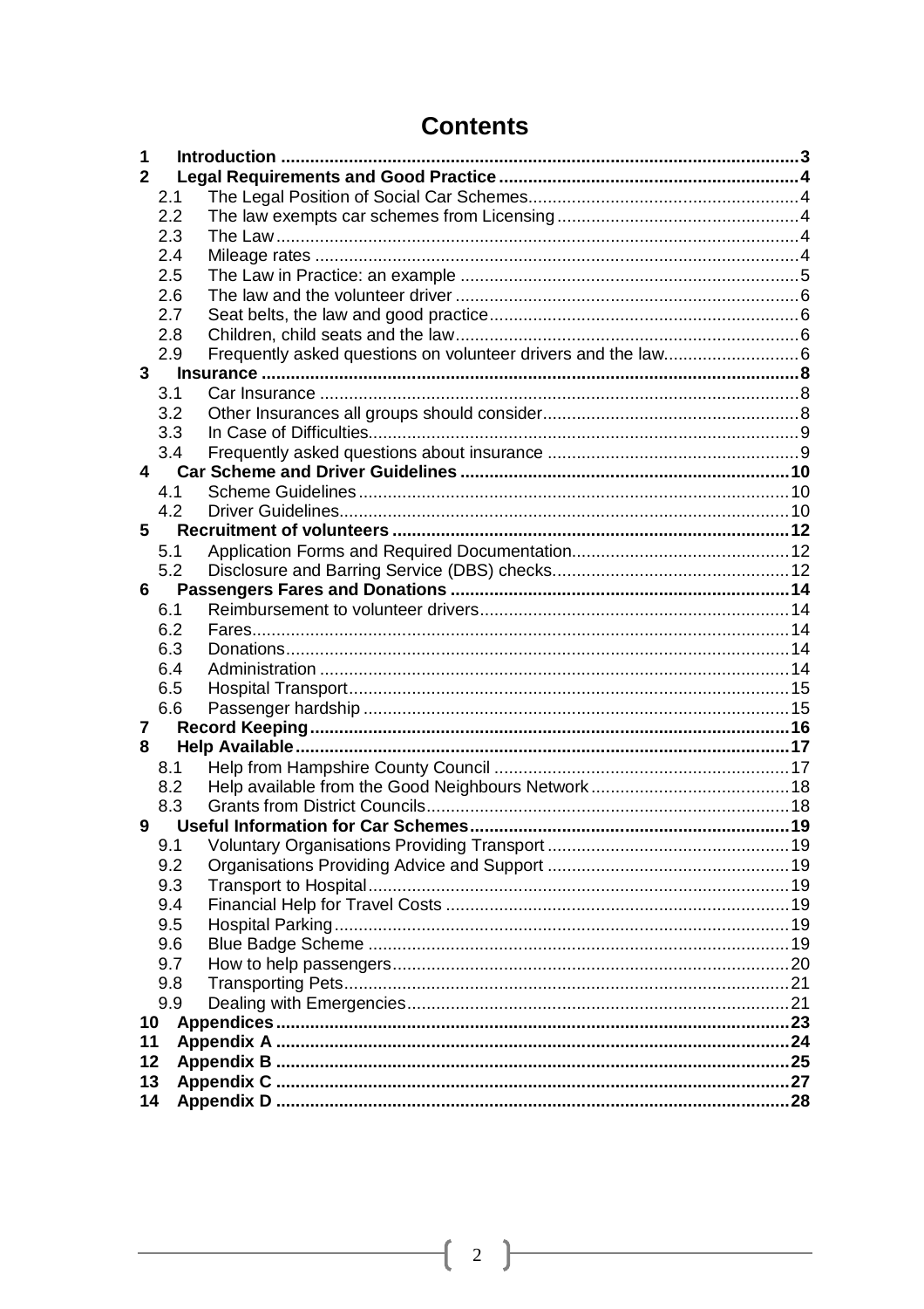# Contents

**1 Introduction ... 3**

**2 Legal Requirements and Good Practice ... 4**

- 2.1 The Legal Position of Social Car Schemes ... 4
- 2.2 The law exempts car schemes from Licensing ... 4
- 2.3 The Law ... 4
- 2.4 Mileage rates ... 4
- 2.5 The Law in Practice: an example ... 5
- 2.6 The law and the volunteer driver ... 6
- 2.7 Seat belts, the law and good practice ... 6
- 2.8 Children, child seats and the law ... 6
- 2.9 Frequently asked questions on volunteer drivers and the law ... 6

**3 Insurance ... 8**

- 3.1 Car Insurance ... 8
- 3.2 Other Insurances all groups should consider ... 8
- 3.3 In Case of Difficulties ... 9
- 3.4 Frequently asked questions about insurance ... 9

**4 Car Scheme and Driver Guidelines ... 10**

- 4.1 Scheme Guidelines ... 10
- 4.2 Driver Guidelines ... 10

**5 Recruitment of volunteers ... 12**

- 5.1 Application Forms and Required Documentation ... 12
- 5.2 Disclosure and Barring Service (DBS) checks ... 12

**6 Passengers Fares and Donations ... 14**

- 6.1 Reimbursement to volunteer drivers ... 14
- 6.2 Fares ... 14
- 6.3 Donations ... 14
- 6.4 Administration ... 14
- 6.5 Hospital Transport ... 15
- 6.6 Passenger hardship ... 15

**7 Record Keeping ... 16**

**8 Help Available ... 17**

- 8.1 Help from Hampshire County Council ... 17
- 8.2 Help available from the Good Neighbours Network ... 18
- 8.3 Grants from District Councils ... 18

**9 Useful Information for Car Schemes ... 19**

- 9.1 Voluntary Organisations Providing Transport ... 19
- 9.2 Organisations Providing Advice and Support ... 19
- 9.3 Transport to Hospital ... 19
- 9.4 Financial Help for Travel Costs ... 19
- 9.5 Hospital Parking ... 19
- 9.6 Blue Badge Scheme ... 19
- 9.7 How to help passengers ... 20
- 9.8 Transporting Pets ... 21
- 9.9 Dealing with Emergencies ... 21

**10 Appendices ... 23**

**11 Appendix A ... 24**

**12 Appendix B ... 25**

**13 Appendix C ... 27**

**14 Appendix D ... 28**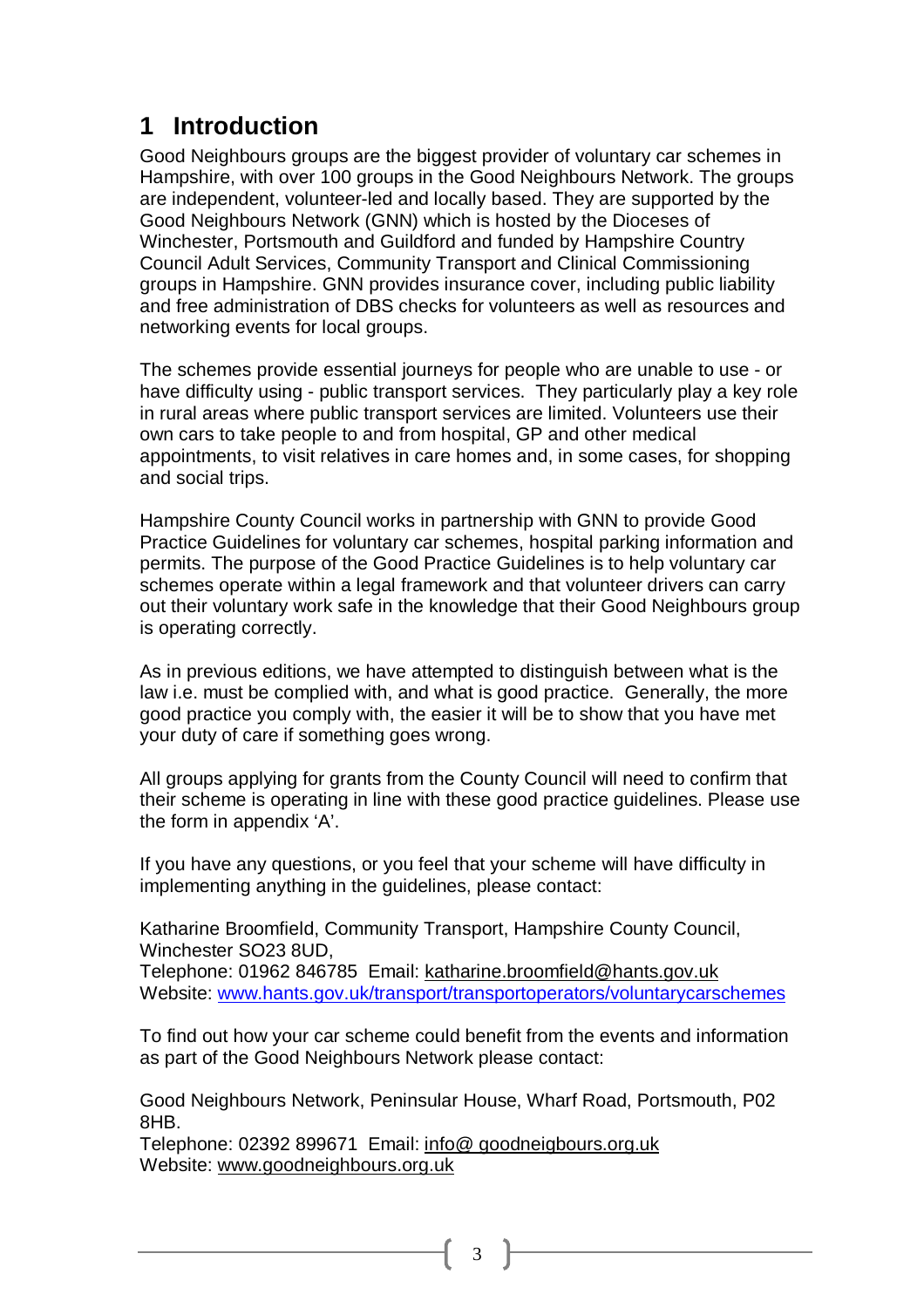# 1 Introduction

Good Neighbours groups are the biggest provider of voluntary car schemes in Hampshire, with over 100 groups in the Good Neighbours Network. The groups are independent, volunteer-led and locally based. They are supported by the Good Neighbours Network (GNN) which is hosted by the Dioceses of Winchester, Portsmouth and Guildford and funded by Hampshire Country Council Adult Services, Community Transport and Clinical Commissioning groups in Hampshire. GNN provides insurance cover, including public liability and free administration of DBS checks for volunteers as well as resources and networking events for local groups.

The schemes provide essential journeys for people who are unable to use - or have difficulty using - public transport services. They particularly play a key role in rural areas where public transport services are limited. Volunteers use their own cars to take people to and from hospital, GP and other medical appointments, to visit relatives in care homes and, in some cases, for shopping and social trips.

Hampshire County Council works in partnership with GNN to provide Good Practice Guidelines for voluntary car schemes, hospital parking information and permits. The purpose of the Good Practice Guidelines is to help voluntary car schemes operate within a legal framework and that volunteer drivers can carry out their voluntary work safe in the knowledge that their Good Neighbours group is operating correctly.

As in previous editions, we have attempted to distinguish between what is the law i.e. must be complied with, and what is good practice. Generally, the more good practice you comply with, the easier it will be to show that you have met your duty of care if something goes wrong.

All groups applying for grants from the County Council will need to confirm that their scheme is operating in line with these good practice guidelines. Please use the form in appendix 'A'.

If you have any questions, or you feel that your scheme will have difficulty in implementing anything in the guidelines, please contact:

Katharine Broomfield, Community Transport, Hampshire County Council, Winchester SO23 8UD,
Telephone: 01962 846785 Email: katharine.broomfield@hants.gov.uk
Website: www.hants.gov.uk/transport/transportoperators/voluntarycarschemes

To find out how your car scheme could benefit from the events and information as part of the Good Neighbours Network please contact:

Good Neighbours Network, Peninsular House, Wharf Road, Portsmouth, P02 8HB.
Telephone: 02392 899671 Email: info@ goodneigbours.org.uk
Website: www.goodneighbours.org.uk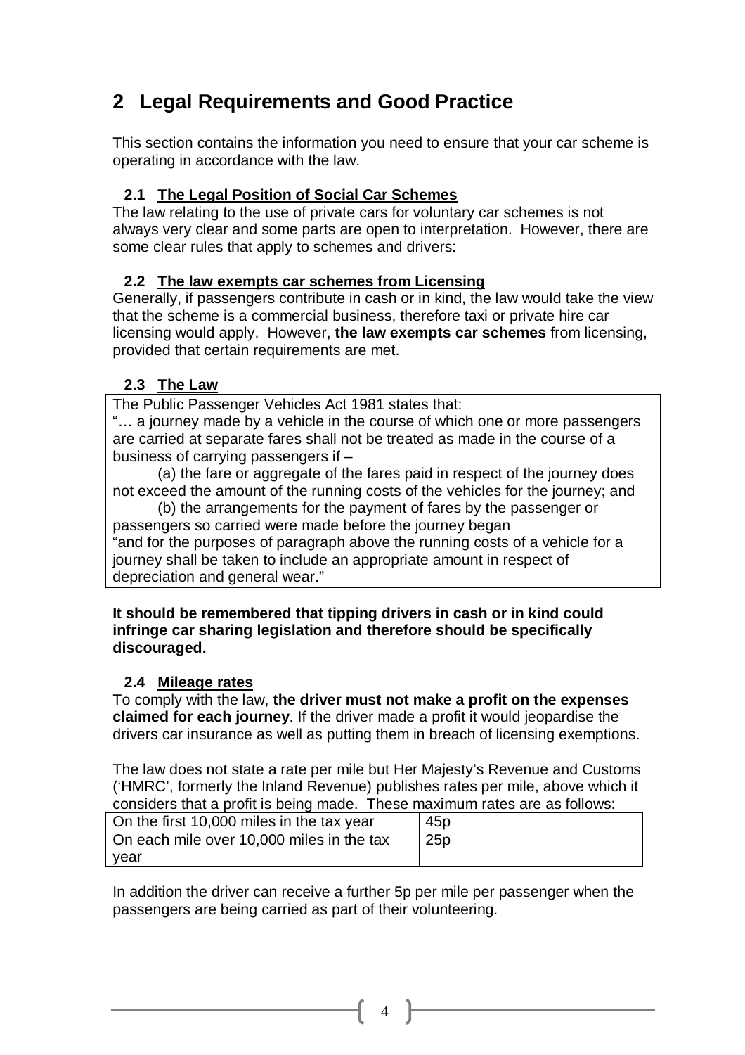## 2 Legal Requirements and Good Practice

This section contains the information you need to ensure that your car scheme is operating in accordance with the law.

### 2.1 The Legal Position of Social Car Schemes

The law relating to the use of private cars for voluntary car schemes is not always very clear and some parts are open to interpretation. However, there are some clear rules that apply to schemes and drivers:

### 2.2 The law exempts car schemes from Licensing

Generally, if passengers contribute in cash or in kind, the law would take the view that the scheme is a commercial business, therefore taxi or private hire car licensing would apply. However, **the law exempts car schemes** from licensing, provided that certain requirements are met.

### 2.3 The Law

> The Public Passenger Vehicles Act 1981 states that:
>
> "… a journey made by a vehicle in the course of which one or more passengers are carried at separate fares shall not be treated as made in the course of a business of carrying passengers if –
>
> (a) the fare or aggregate of the fares paid in respect of the journey does not exceed the amount of the running costs of the vehicles for the journey; and
>
> (b) the arrangements for the payment of fares by the passenger or passengers so carried were made before the journey began
>
> "and for the purposes of paragraph above the running costs of a vehicle for a journey shall be taken to include an appropriate amount in respect of depreciation and general wear."

**It should be remembered that tipping drivers in cash or in kind could infringe car sharing legislation and therefore should be specifically discouraged.**

### 2.4 Mileage rates

To comply with the law, **the driver must not make a profit on the expenses claimed for each journey**. If the driver made a profit it would jeopardise the drivers car insurance as well as putting them in breach of licensing exemptions.

The law does not state a rate per mile but Her Majesty's Revenue and Customs ('HMRC', formerly the Inland Revenue) publishes rates per mile, above which it considers that a profit is being made. These maximum rates are as follows:

| | |
|---|---|
| On the first 10,000 miles in the tax year | 45p |
| On each mile over 10,000 miles in the tax year | 25p |

In addition the driver can receive a further 5p per mile per passenger when the passengers are being carried as part of their volunteering.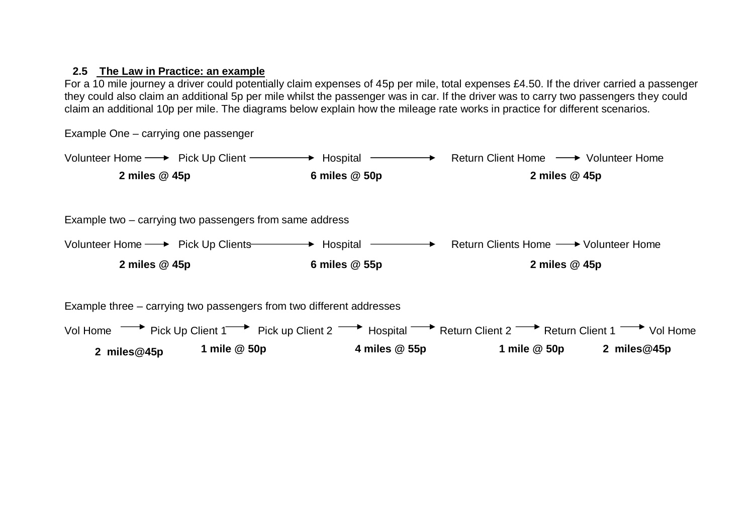### 2.5 The Law in Practice: an example

For a 10 mile journey a driver could potentially claim expenses of 45p per mile, total expenses £4.50. If the driver carried a passenger they could also claim an additional 5p per mile whilst the passenger was in car. If the driver was to carry two passengers they could claim an additional 10p per mile. The diagrams below explain how the mileage rate works in practice for different scenarios.

Example One – carrying one passenger

Volunteer Home → Pick Up Client → Hospital → Return Client Home → Volunteer Home

**2 miles @ 45p** | **6 miles @ 50p** | **2 miles @ 45p**

Example two – carrying two passengers from same address

Volunteer Home → Pick Up Clients → Hospital → Return Clients Home → Volunteer Home

**2 miles @ 45p** | **6 miles @ 55p** | **2 miles @ 45p**

Example three – carrying two passengers from two different addresses

Vol Home → Pick Up Client 1 → Pick up Client 2 → Hospital → Return Client 2 → Return Client 1 → Vol Home

**2 miles@45p** | **1 mile @ 50p** | **4 miles @ 55p** | **1 mile @ 50p** | **2 miles@45p**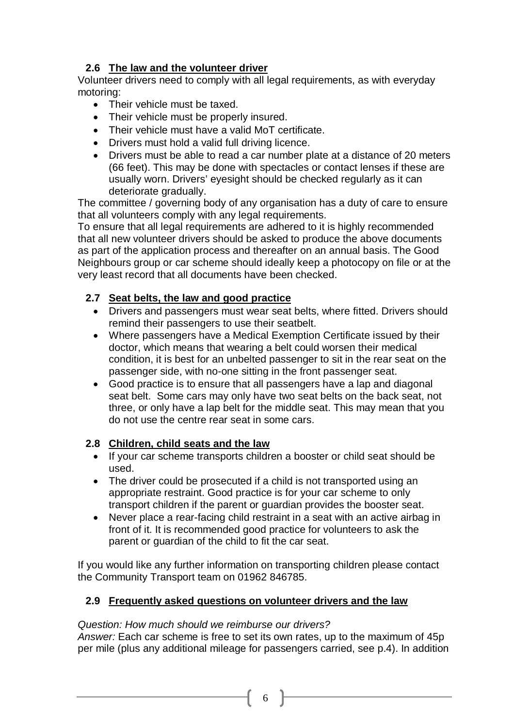## 2.6 The law and the volunteer driver

Volunteer drivers need to comply with all legal requirements, as with everyday motoring:

- Their vehicle must be taxed.
- Their vehicle must be properly insured.
- Their vehicle must have a valid MoT certificate.
- Drivers must hold a valid full driving licence.
- Drivers must be able to read a car number plate at a distance of 20 meters (66 feet). This may be done with spectacles or contact lenses if these are usually worn. Drivers' eyesight should be checked regularly as it can deteriorate gradually.

The committee / governing body of any organisation has a duty of care to ensure that all volunteers comply with any legal requirements.

To ensure that all legal requirements are adhered to it is highly recommended that all new volunteer drivers should be asked to produce the above documents as part of the application process and thereafter on an annual basis. The Good Neighbours group or car scheme should ideally keep a photocopy on file or at the very least record that all documents have been checked.

## 2.7 Seat belts, the law and good practice

- Drivers and passengers must wear seat belts, where fitted. Drivers should remind their passengers to use their seatbelt.
- Where passengers have a Medical Exemption Certificate issued by their doctor, which means that wearing a belt could worsen their medical condition, it is best for an unbelted passenger to sit in the rear seat on the passenger side, with no-one sitting in the front passenger seat.
- Good practice is to ensure that all passengers have a lap and diagonal seat belt. Some cars may only have two seat belts on the back seat, not three, or only have a lap belt for the middle seat. This may mean that you do not use the centre rear seat in some cars.

## 2.8 Children, child seats and the law

- If your car scheme transports children a booster or child seat should be used.
- The driver could be prosecuted if a child is not transported using an appropriate restraint. Good practice is for your car scheme to only transport children if the parent or guardian provides the booster seat.
- Never place a rear-facing child restraint in a seat with an active airbag in front of it. It is recommended good practice for volunteers to ask the parent or guardian of the child to fit the car seat.

If you would like any further information on transporting children please contact the Community Transport team on 01962 846785.

## 2.9 Frequently asked questions on volunteer drivers and the law

*Question: How much should we reimburse our drivers?*

*Answer:* Each car scheme is free to set its own rates, up to the maximum of 45p per mile (plus any additional mileage for passengers carried, see p.4). In addition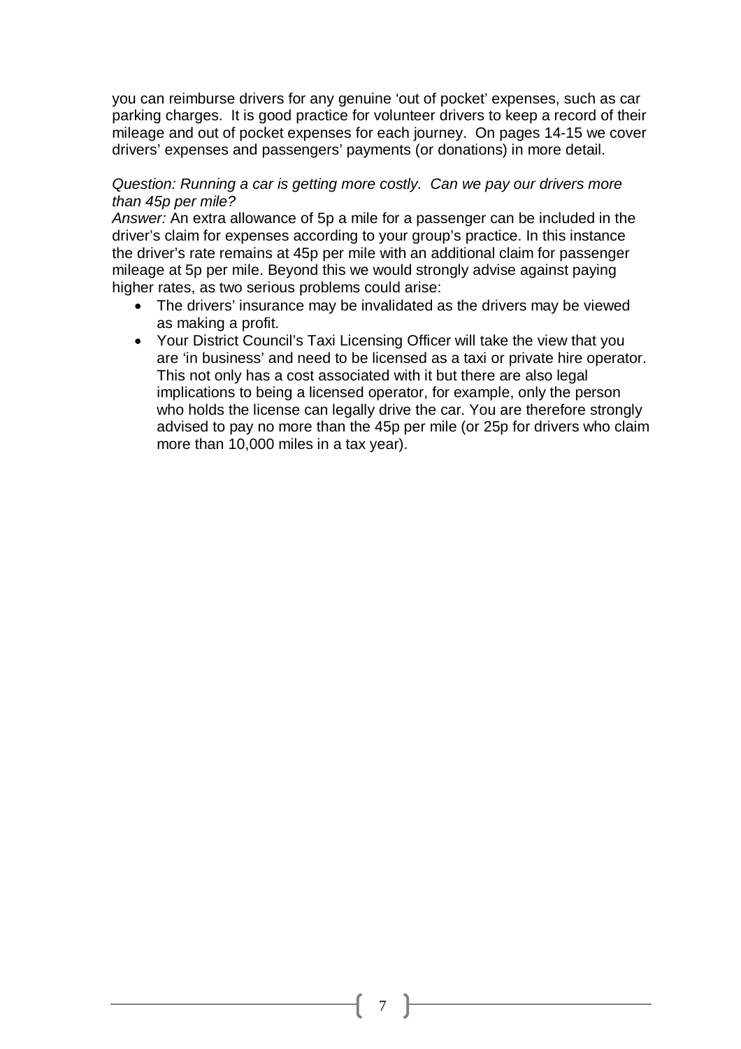you can reimburse drivers for any genuine 'out of pocket' expenses, such as car parking charges. It is good practice for volunteer drivers to keep a record of their mileage and out of pocket expenses for each journey. On pages 14-15 we cover drivers' expenses and passengers' payments (or donations) in more detail.

*Question: Running a car is getting more costly. Can we pay our drivers more than 45p per mile?*

*Answer:* An extra allowance of 5p a mile for a passenger can be included in the driver's claim for expenses according to your group's practice. In this instance the driver's rate remains at 45p per mile with an additional claim for passenger mileage at 5p per mile. Beyond this we would strongly advise against paying higher rates, as two serious problems could arise:

- The drivers' insurance may be invalidated as the drivers may be viewed as making a profit.
- Your District Council's Taxi Licensing Officer will take the view that you are 'in business' and need to be licensed as a taxi or private hire operator. This not only has a cost associated with it but there are also legal implications to being a licensed operator, for example, only the person who holds the license can legally drive the car. You are therefore strongly advised to pay no more than the 45p per mile (or 25p for drivers who claim more than 10,000 miles in a tax year).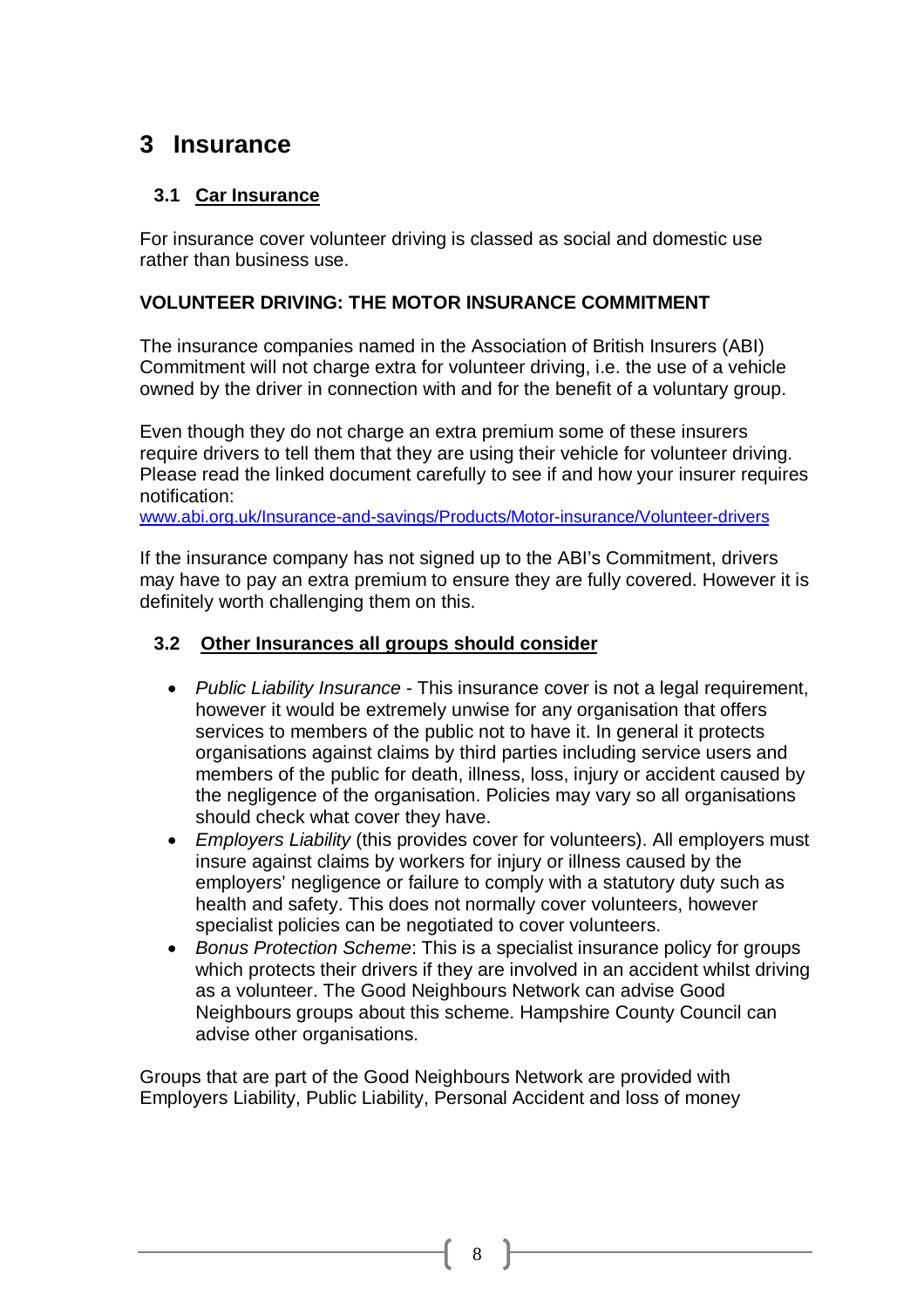# 3 Insurance

## 3.1 Car Insurance

For insurance cover volunteer driving is classed as social and domestic use rather than business use.

**VOLUNTEER DRIVING: THE MOTOR INSURANCE COMMITMENT**

The insurance companies named in the Association of British Insurers (ABI) Commitment will not charge extra for volunteer driving, i.e. the use of a vehicle owned by the driver in connection with and for the benefit of a voluntary group.

Even though they do not charge an extra premium some of these insurers require drivers to tell them that they are using their vehicle for volunteer driving. Please read the linked document carefully to see if and how your insurer requires notification:
www.abi.org.uk/Insurance-and-savings/Products/Motor-insurance/Volunteer-drivers

If the insurance company has not signed up to the ABI's Commitment, drivers may have to pay an extra premium to ensure they are fully covered. However it is definitely worth challenging them on this.

## 3.2 Other Insurances all groups should consider

- *Public Liability Insurance* - This insurance cover is not a legal requirement, however it would be extremely unwise for any organisation that offers services to members of the public not to have it. In general it protects organisations against claims by third parties including service users and members of the public for death, illness, loss, injury or accident caused by the negligence of the organisation. Policies may vary so all organisations should check what cover they have.
- *Employers Liability* (this provides cover for volunteers). All employers must insure against claims by workers for injury or illness caused by the employers' negligence or failure to comply with a statutory duty such as health and safety. This does not normally cover volunteers, however specialist policies can be negotiated to cover volunteers.
- *Bonus Protection Scheme*: This is a specialist insurance policy for groups which protects their drivers if they are involved in an accident whilst driving as a volunteer. The Good Neighbours Network can advise Good Neighbours groups about this scheme. Hampshire County Council can advise other organisations.

Groups that are part of the Good Neighbours Network are provided with Employers Liability, Public Liability, Personal Accident and loss of money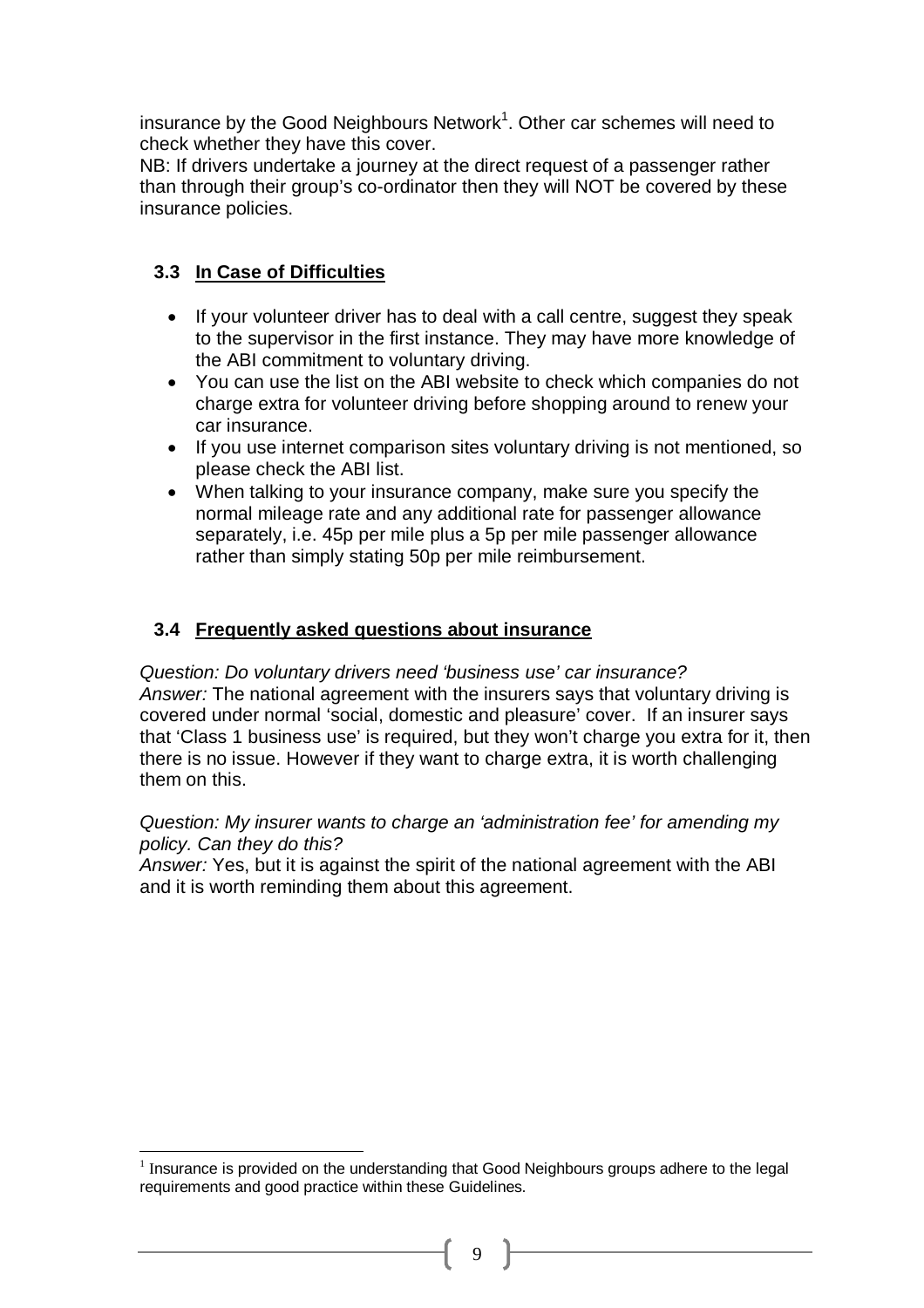insurance by the Good Neighbours Network[1]. Other car schemes will need to check whether they have this cover.

NB: If drivers undertake a journey at the direct request of a passenger rather than through their group's co-ordinator then they will NOT be covered by these insurance policies.

### 3.3 In Case of Difficulties

- If your volunteer driver has to deal with a call centre, suggest they speak to the supervisor in the first instance. They may have more knowledge of the ABI commitment to voluntary driving.
- You can use the list on the ABI website to check which companies do not charge extra for volunteer driving before shopping around to renew your car insurance.
- If you use internet comparison sites voluntary driving is not mentioned, so please check the ABI list.
- When talking to your insurance company, make sure you specify the normal mileage rate and any additional rate for passenger allowance separately, i.e. 45p per mile plus a 5p per mile passenger allowance rather than simply stating 50p per mile reimbursement.

### 3.4 Frequently asked questions about insurance

*Question: Do voluntary drivers need 'business use' car insurance?*
*Answer:* The national agreement with the insurers says that voluntary driving is covered under normal 'social, domestic and pleasure' cover. If an insurer says that 'Class 1 business use' is required, but they won't charge you extra for it, then there is no issue. However if they want to charge extra, it is worth challenging them on this.

*Question: My insurer wants to charge an 'administration fee' for amending my policy. Can they do this?*
*Answer:* Yes, but it is against the spirit of the national agreement with the ABI and it is worth reminding them about this agreement.

---

[1] Insurance is provided on the understanding that Good Neighbours groups adhere to the legal requirements and good practice within these Guidelines.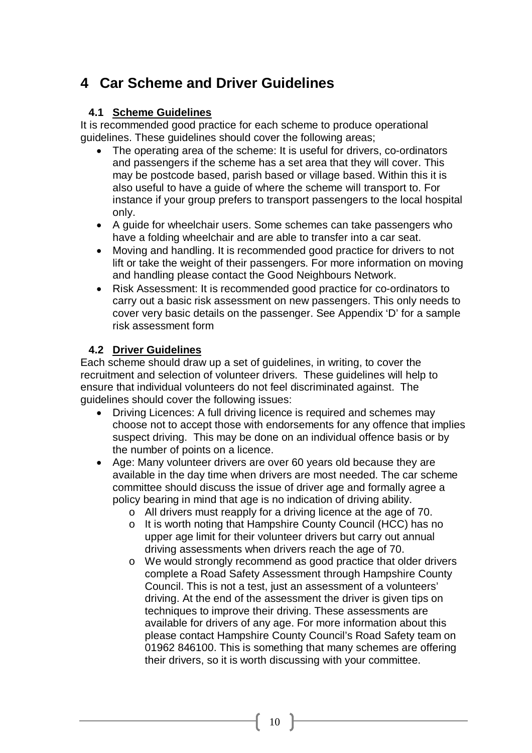# 4 Car Scheme and Driver Guidelines

## 4.1 <u>Scheme Guidelines</u>

It is recommended good practice for each scheme to produce operational guidelines. These guidelines should cover the following areas;

- The operating area of the scheme: It is useful for drivers, co-ordinators and passengers if the scheme has a set area that they will cover. This may be postcode based, parish based or village based. Within this it is also useful to have a guide of where the scheme will transport to. For instance if your group prefers to transport passengers to the local hospital only.
- A guide for wheelchair users. Some schemes can take passengers who have a folding wheelchair and are able to transfer into a car seat.
- Moving and handling. It is recommended good practice for drivers to not lift or take the weight of their passengers. For more information on moving and handling please contact the Good Neighbours Network.
- Risk Assessment: It is recommended good practice for co-ordinators to carry out a basic risk assessment on new passengers. This only needs to cover very basic details on the passenger. See Appendix 'D' for a sample risk assessment form

## 4.2 <u>Driver Guidelines</u>

Each scheme should draw up a set of guidelines, in writing, to cover the recruitment and selection of volunteer drivers. These guidelines will help to ensure that individual volunteers do not feel discriminated against. The guidelines should cover the following issues:

- Driving Licences: A full driving licence is required and schemes may choose not to accept those with endorsements for any offence that implies suspect driving. This may be done on an individual offence basis or by the number of points on a licence.
- Age: Many volunteer drivers are over 60 years old because they are available in the day time when drivers are most needed. The car scheme committee should discuss the issue of driver age and formally agree a policy bearing in mind that age is no indication of driving ability.
  - All drivers must reapply for a driving licence at the age of 70.
  - It is worth noting that Hampshire County Council (HCC) has no upper age limit for their volunteer drivers but carry out annual driving assessments when drivers reach the age of 70.
  - We would strongly recommend as good practice that older drivers complete a Road Safety Assessment through Hampshire County Council. This is not a test, just an assessment of a volunteers' driving. At the end of the assessment the driver is given tips on techniques to improve their driving. These assessments are available for drivers of any age. For more information about this please contact Hampshire County Council's Road Safety team on 01962 846100. This is something that many schemes are offering their drivers, so it is worth discussing with your committee.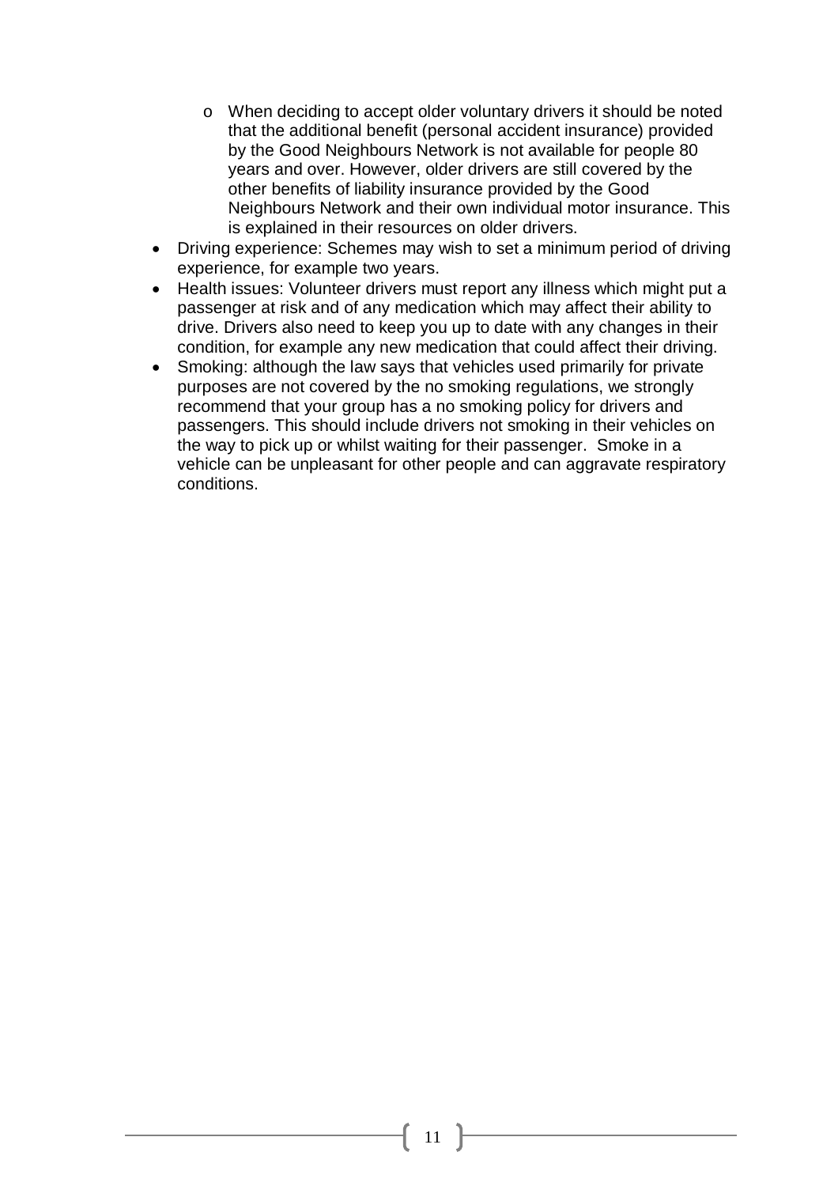- When deciding to accept older voluntary drivers it should be noted that the additional benefit (personal accident insurance) provided by the Good Neighbours Network is not available for people 80 years and over. However, older drivers are still covered by the other benefits of liability insurance provided by the Good Neighbours Network and their own individual motor insurance. This is explained in their resources on older drivers.
- Driving experience: Schemes may wish to set a minimum period of driving experience, for example two years.
- Health issues: Volunteer drivers must report any illness which might put a passenger at risk and of any medication which may affect their ability to drive. Drivers also need to keep you up to date with any changes in their condition, for example any new medication that could affect their driving.
- Smoking: although the law says that vehicles used primarily for private purposes are not covered by the no smoking regulations, we strongly recommend that your group has a no smoking policy for drivers and passengers. This should include drivers not smoking in their vehicles on the way to pick up or whilst waiting for their passenger. Smoke in a vehicle can be unpleasant for other people and can aggravate respiratory conditions.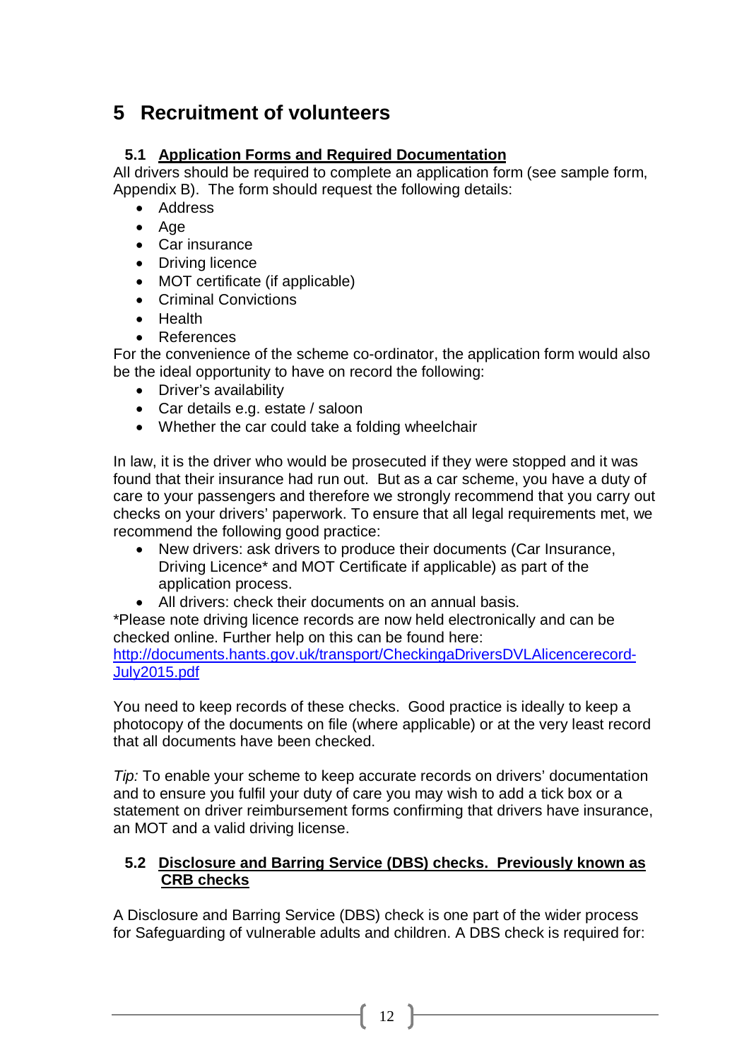# 5 Recruitment of volunteers

## 5.1 Application Forms and Required Documentation

All drivers should be required to complete an application form (see sample form, Appendix B). The form should request the following details:

- Address
- Age
- Car insurance
- Driving licence
- MOT certificate (if applicable)
- Criminal Convictions
- Health
- References

For the convenience of the scheme co-ordinator, the application form would also be the ideal opportunity to have on record the following:

- Driver's availability
- Car details e.g. estate / saloon
- Whether the car could take a folding wheelchair

In law, it is the driver who would be prosecuted if they were stopped and it was found that their insurance had run out. But as a car scheme, you have a duty of care to your passengers and therefore we strongly recommend that you carry out checks on your drivers' paperwork. To ensure that all legal requirements met, we recommend the following good practice:

- New drivers: ask drivers to produce their documents (Car Insurance, Driving Licence* and MOT Certificate if applicable) as part of the application process.
- All drivers: check their documents on an annual basis.

*Please note driving licence records are now held electronically and can be checked online. Further help on this can be found here: http://documents.hants.gov.uk/transport/CheckingaDriversDVLAlicencerecord-July2015.pdf

You need to keep records of these checks. Good practice is ideally to keep a photocopy of the documents on file (where applicable) or at the very least record that all documents have been checked.

*Tip:* To enable your scheme to keep accurate records on drivers' documentation and to ensure you fulfil your duty of care you may wish to add a tick box or a statement on driver reimbursement forms confirming that drivers have insurance, an MOT and a valid driving license.

## 5.2 Disclosure and Barring Service (DBS) checks. Previously known as CRB checks

A Disclosure and Barring Service (DBS) check is one part of the wider process for Safeguarding of vulnerable adults and children. A DBS check is required for: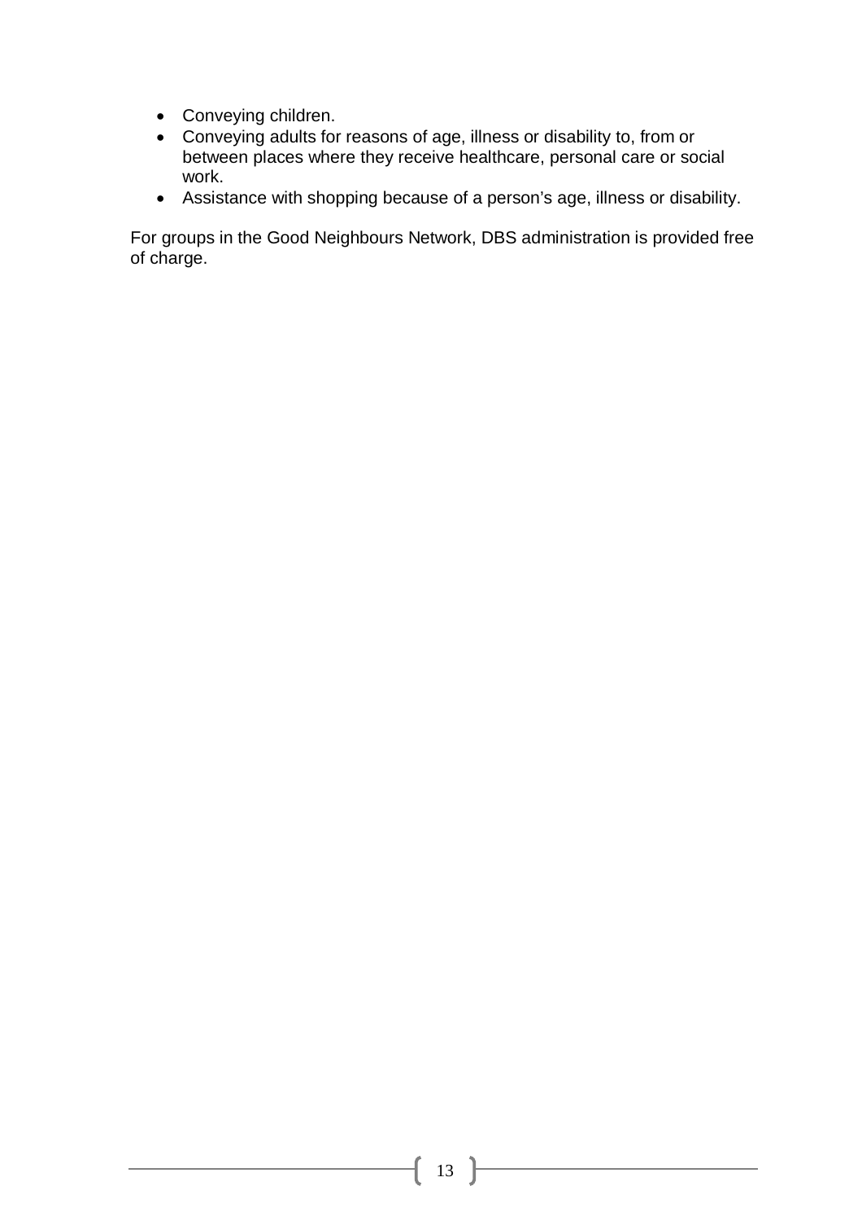- Conveying children.
- Conveying adults for reasons of age, illness or disability to, from or between places where they receive healthcare, personal care or social work.
- Assistance with shopping because of a person's age, illness or disability.

For groups in the Good Neighbours Network, DBS administration is provided free of charge.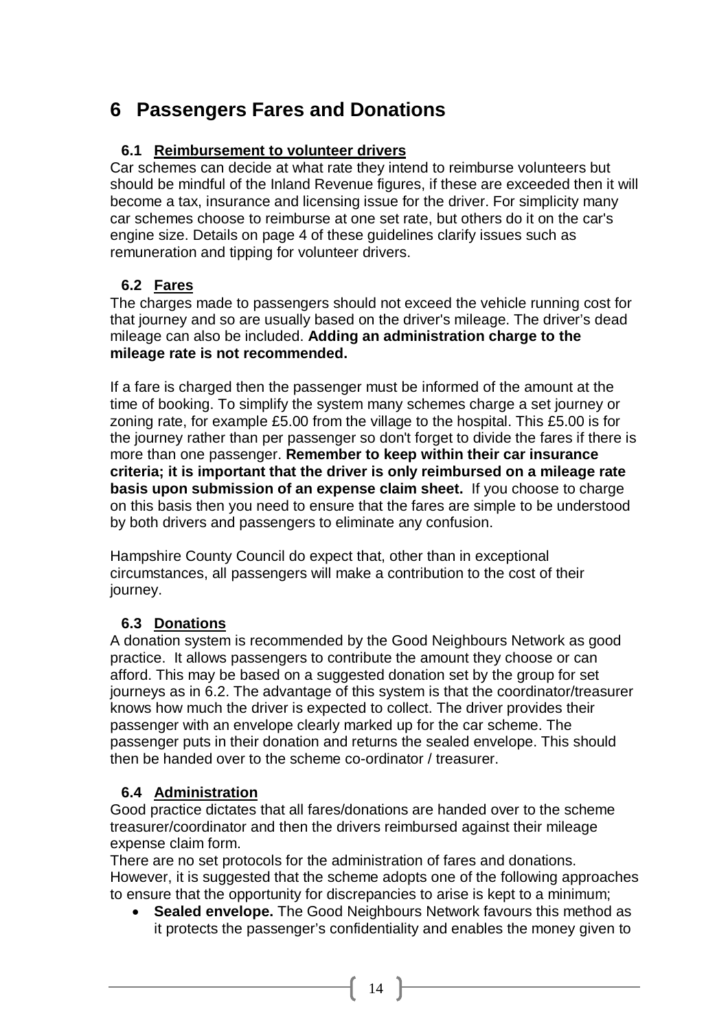# 6 Passengers Fares and Donations

## 6.1 Reimbursement to volunteer drivers

Car schemes can decide at what rate they intend to reimburse volunteers but should be mindful of the Inland Revenue figures, if these are exceeded then it will become a tax, insurance and licensing issue for the driver. For simplicity many car schemes choose to reimburse at one set rate, but others do it on the car's engine size. Details on page 4 of these guidelines clarify issues such as remuneration and tipping for volunteer drivers.

## 6.2 Fares

The charges made to passengers should not exceed the vehicle running cost for that journey and so are usually based on the driver's mileage. The driver's dead mileage can also be included. **Adding an administration charge to the mileage rate is not recommended.**

If a fare is charged then the passenger must be informed of the amount at the time of booking. To simplify the system many schemes charge a set journey or zoning rate, for example £5.00 from the village to the hospital. This £5.00 is for the journey rather than per passenger so don't forget to divide the fares if there is more than one passenger. **Remember to keep within their car insurance criteria; it is important that the driver is only reimbursed on a mileage rate basis upon submission of an expense claim sheet.** If you choose to charge on this basis then you need to ensure that the fares are simple to be understood by both drivers and passengers to eliminate any confusion.

Hampshire County Council do expect that, other than in exceptional circumstances, all passengers will make a contribution to the cost of their journey.

## 6.3 Donations

A donation system is recommended by the Good Neighbours Network as good practice. It allows passengers to contribute the amount they choose or can afford. This may be based on a suggested donation set by the group for set journeys as in 6.2. The advantage of this system is that the coordinator/treasurer knows how much the driver is expected to collect. The driver provides their passenger with an envelope clearly marked up for the car scheme. The passenger puts in their donation and returns the sealed envelope. This should then be handed over to the scheme co-ordinator / treasurer.

## 6.4 Administration

Good practice dictates that all fares/donations are handed over to the scheme treasurer/coordinator and then the drivers reimbursed against their mileage expense claim form.

There are no set protocols for the administration of fares and donations. However, it is suggested that the scheme adopts one of the following approaches to ensure that the opportunity for discrepancies to arise is kept to a minimum;

- **Sealed envelope.** The Good Neighbours Network favours this method as it protects the passenger's confidentiality and enables the money given to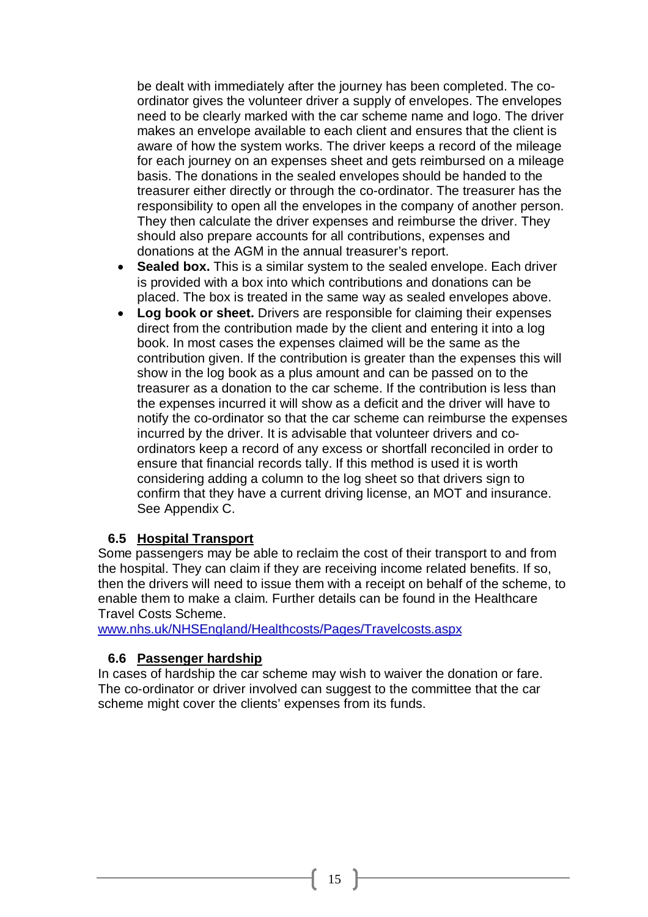be dealt with immediately after the journey has been completed. The co-ordinator gives the volunteer driver a supply of envelopes. The envelopes need to be clearly marked with the car scheme name and logo. The driver makes an envelope available to each client and ensures that the client is aware of how the system works. The driver keeps a record of the mileage for each journey on an expenses sheet and gets reimbursed on a mileage basis. The donations in the sealed envelopes should be handed to the treasurer either directly or through the co-ordinator. The treasurer has the responsibility to open all the envelopes in the company of another person. They then calculate the driver expenses and reimburse the driver. They should also prepare accounts for all contributions, expenses and donations at the AGM in the annual treasurer's report.

- **Sealed box.** This is a similar system to the sealed envelope. Each driver is provided with a box into which contributions and donations can be placed. The box is treated in the same way as sealed envelopes above.
- **Log book or sheet.** Drivers are responsible for claiming their expenses direct from the contribution made by the client and entering it into a log book. In most cases the expenses claimed will be the same as the contribution given. If the contribution is greater than the expenses this will show in the log book as a plus amount and can be passed on to the treasurer as a donation to the car scheme. If the contribution is less than the expenses incurred it will show as a deficit and the driver will have to notify the co-ordinator so that the car scheme can reimburse the expenses incurred by the driver. It is advisable that volunteer drivers and co-ordinators keep a record of any excess or shortfall reconciled in order to ensure that financial records tally. If this method is used it is worth considering adding a column to the log sheet so that drivers sign to confirm that they have a current driving license, an MOT and insurance. See Appendix C.

### 6.5 Hospital Transport

Some passengers may be able to reclaim the cost of their transport to and from the hospital. They can claim if they are receiving income related benefits. If so, then the drivers will need to issue them with a receipt on behalf of the scheme, to enable them to make a claim. Further details can be found in the Healthcare Travel Costs Scheme.
[www.nhs.uk/NHSEngland/Healthcosts/Pages/Travelcosts.aspx](www.nhs.uk/NHSEngland/Healthcosts/Pages/Travelcosts.aspx)

### 6.6 Passenger hardship

In cases of hardship the car scheme may wish to waiver the donation or fare. The co-ordinator or driver involved can suggest to the committee that the car scheme might cover the clients' expenses from its funds.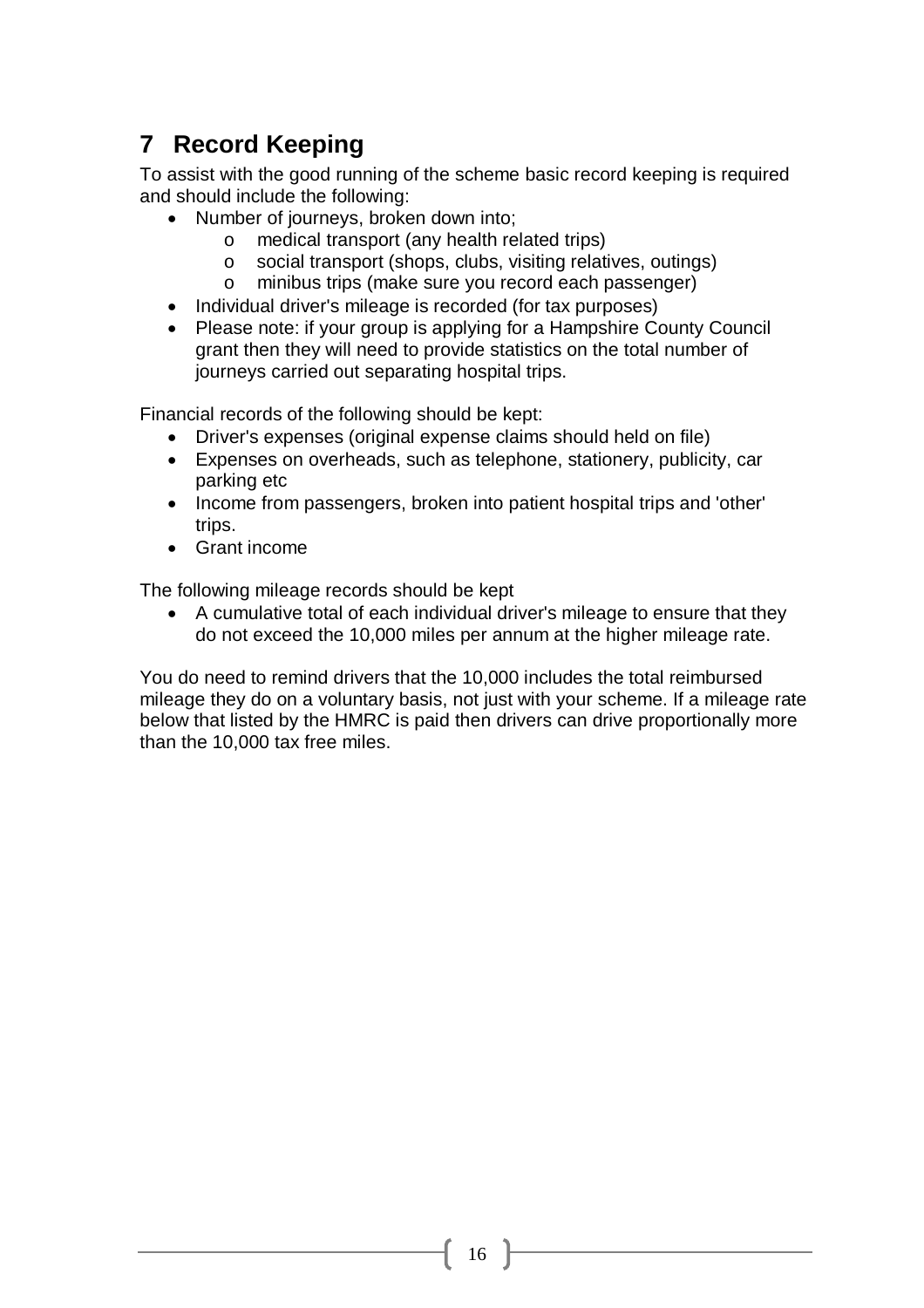## 7 Record Keeping

To assist with the good running of the scheme basic record keeping is required and should include the following:

- Number of journeys, broken down into;
    - medical transport (any health related trips)
    - social transport (shops, clubs, visiting relatives, outings)
    - minibus trips (make sure you record each passenger)
- Individual driver's mileage is recorded (for tax purposes)
- Please note: if your group is applying for a Hampshire County Council grant then they will need to provide statistics on the total number of journeys carried out separating hospital trips.

Financial records of the following should be kept:

- Driver's expenses (original expense claims should held on file)
- Expenses on overheads, such as telephone, stationery, publicity, car parking etc
- Income from passengers, broken into patient hospital trips and 'other' trips.
- Grant income

The following mileage records should be kept

- A cumulative total of each individual driver's mileage to ensure that they do not exceed the 10,000 miles per annum at the higher mileage rate.

You do need to remind drivers that the 10,000 includes the total reimbursed mileage they do on a voluntary basis, not just with your scheme. If a mileage rate below that listed by the HMRC is paid then drivers can drive proportionally more than the 10,000 tax free miles.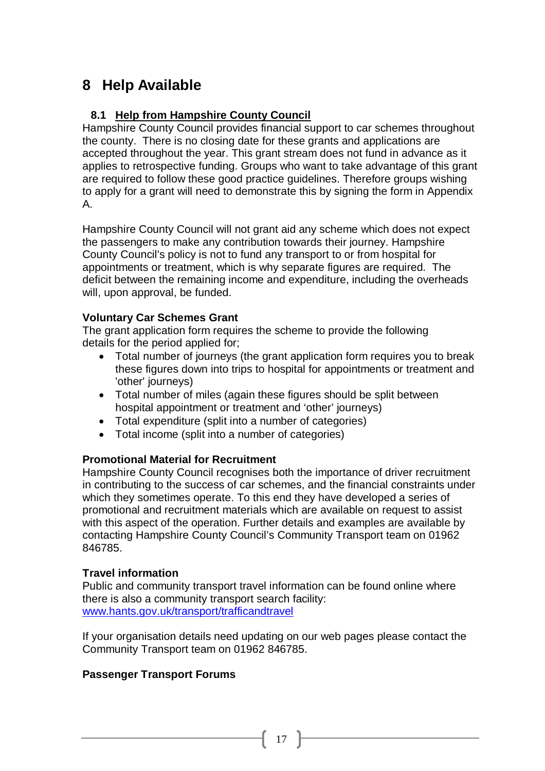# 8 Help Available

## 8.1 Help from Hampshire County Council

Hampshire County Council provides financial support to car schemes throughout the county. There is no closing date for these grants and applications are accepted throughout the year. This grant stream does not fund in advance as it applies to retrospective funding. Groups who want to take advantage of this grant are required to follow these good practice guidelines. Therefore groups wishing to apply for a grant will need to demonstrate this by signing the form in Appendix A.

Hampshire County Council will not grant aid any scheme which does not expect the passengers to make any contribution towards their journey. Hampshire County Council's policy is not to fund any transport to or from hospital for appointments or treatment, which is why separate figures are required. The deficit between the remaining income and expenditure, including the overheads will, upon approval, be funded.

**Voluntary Car Schemes Grant**

The grant application form requires the scheme to provide the following details for the period applied for;

- Total number of journeys (the grant application form requires you to break these figures down into trips to hospital for appointments or treatment and 'other' journeys)
- Total number of miles (again these figures should be split between hospital appointment or treatment and 'other' journeys)
- Total expenditure (split into a number of categories)
- Total income (split into a number of categories)

**Promotional Material for Recruitment**

Hampshire County Council recognises both the importance of driver recruitment in contributing to the success of car schemes, and the financial constraints under which they sometimes operate. To this end they have developed a series of promotional and recruitment materials which are available on request to assist with this aspect of the operation. Further details and examples are available by contacting Hampshire County Council's Community Transport team on 01962 846785.

**Travel information**

Public and community transport travel information can be found online where there is also a community transport search facility: [www.hants.gov.uk/transport/trafficandtravel](http://www.hants.gov.uk/transport/trafficandtravel)

If your organisation details need updating on our web pages please contact the Community Transport team on 01962 846785.

**Passenger Transport Forums**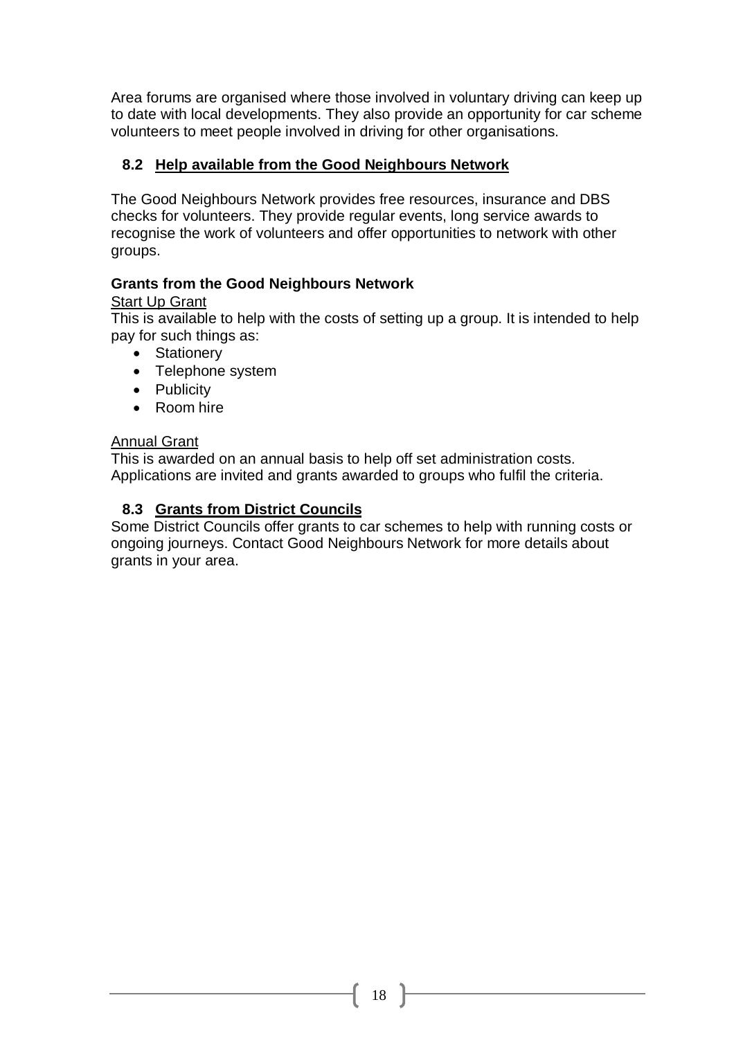Area forums are organised where those involved in voluntary driving can keep up to date with local developments. They also provide an opportunity for car scheme volunteers to meet people involved in driving for other organisations.

## 8.2 Help available from the Good Neighbours Network

The Good Neighbours Network provides free resources, insurance and DBS checks for volunteers. They provide regular events, long service awards to recognise the work of volunteers and offer opportunities to network with other groups.

**Grants from the Good Neighbours Network**

Start Up Grant

This is available to help with the costs of setting up a group. It is intended to help pay for such things as:

- Stationery
- Telephone system
- Publicity
- Room hire

Annual Grant

This is awarded on an annual basis to help off set administration costs. Applications are invited and grants awarded to groups who fulfil the criteria.

## 8.3 Grants from District Councils

Some District Councils offer grants to car schemes to help with running costs or ongoing journeys. Contact Good Neighbours Network for more details about grants in your area.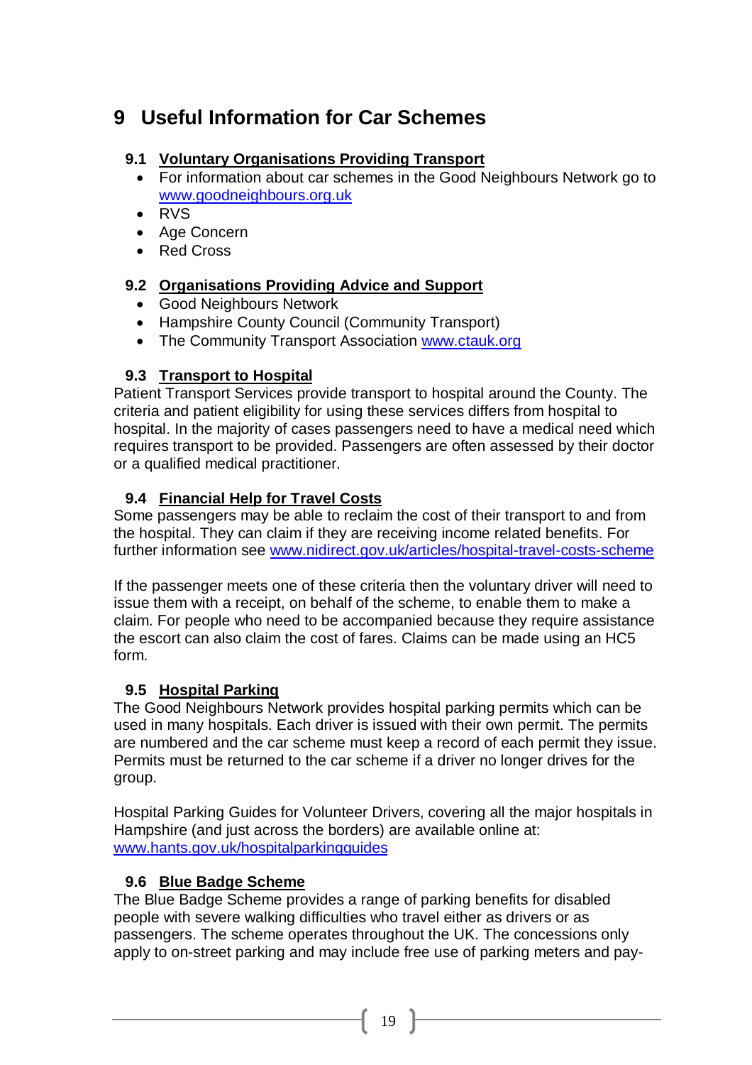# 9 Useful Information for Car Schemes

## 9.1 Voluntary Organisations Providing Transport

- For information about car schemes in the Good Neighbours Network go to www.goodneighbours.org.uk
- RVS
- Age Concern
- Red Cross

## 9.2 Organisations Providing Advice and Support

- Good Neighbours Network
- Hampshire County Council (Community Transport)
- The Community Transport Association www.ctauk.org

## 9.3 Transport to Hospital

Patient Transport Services provide transport to hospital around the County. The criteria and patient eligibility for using these services differs from hospital to hospital. In the majority of cases passengers need to have a medical need which requires transport to be provided. Passengers are often assessed by their doctor or a qualified medical practitioner.

## 9.4 Financial Help for Travel Costs

Some passengers may be able to reclaim the cost of their transport to and from the hospital. They can claim if they are receiving income related benefits. For further information see www.nidirect.gov.uk/articles/hospital-travel-costs-scheme

If the passenger meets one of these criteria then the voluntary driver will need to issue them with a receipt, on behalf of the scheme, to enable them to make a claim. For people who need to be accompanied because they require assistance the escort can also claim the cost of fares. Claims can be made using an HC5 form.

## 9.5 Hospital Parking

The Good Neighbours Network provides hospital parking permits which can be used in many hospitals. Each driver is issued with their own permit. The permits are numbered and the car scheme must keep a record of each permit they issue. Permits must be returned to the car scheme if a driver no longer drives for the group.

Hospital Parking Guides for Volunteer Drivers, covering all the major hospitals in Hampshire (and just across the borders) are available online at: www.hants.gov.uk/hospitalparkingguides

## 9.6 Blue Badge Scheme

The Blue Badge Scheme provides a range of parking benefits for disabled people with severe walking difficulties who travel either as drivers or as passengers. The scheme operates throughout the UK. The concessions only apply to on-street parking and may include free use of parking meters and pay-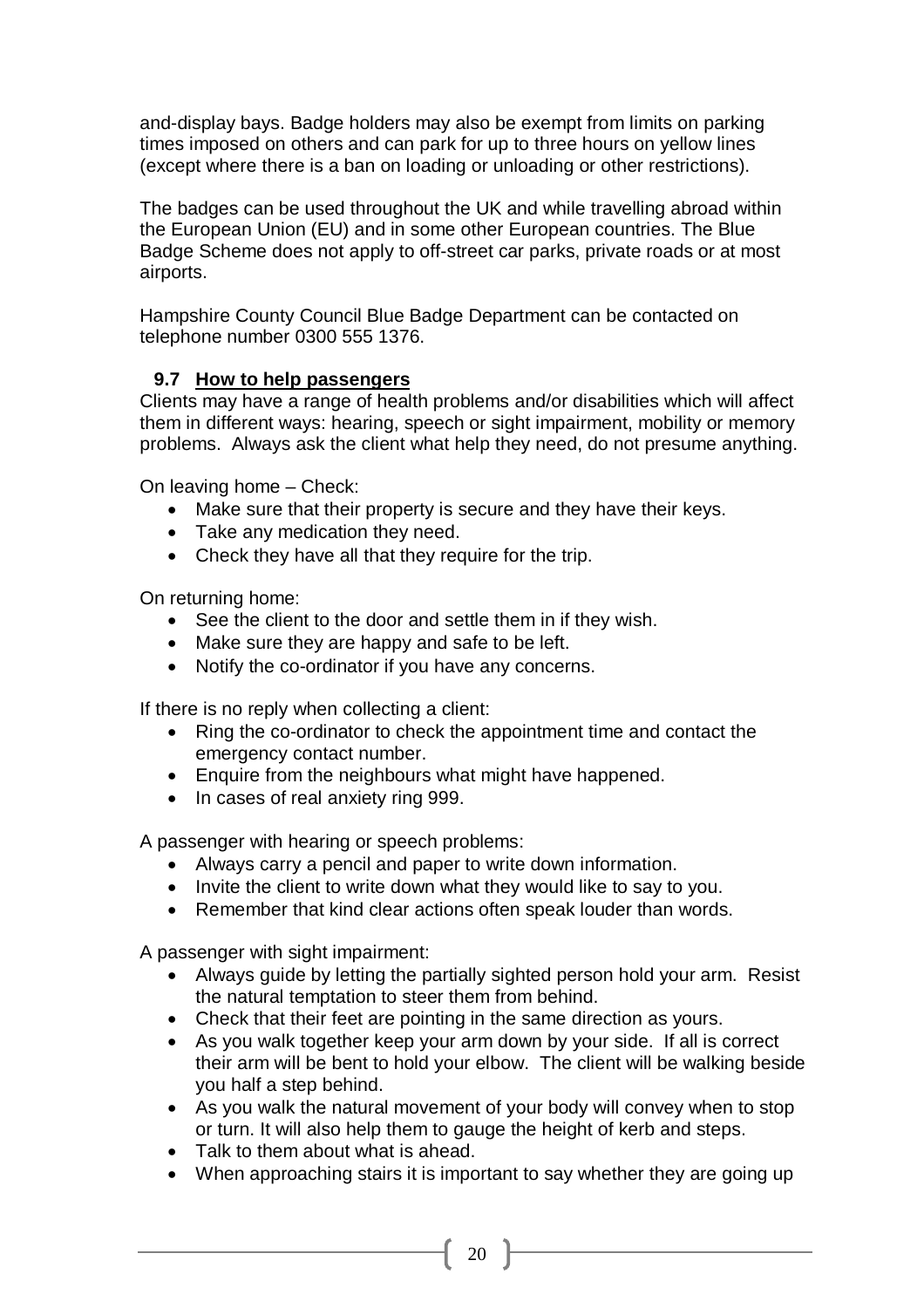and-display bays. Badge holders may also be exempt from limits on parking times imposed on others and can park for up to three hours on yellow lines (except where there is a ban on loading or unloading or other restrictions).

The badges can be used throughout the UK and while travelling abroad within the European Union (EU) and in some other European countries. The Blue Badge Scheme does not apply to off-street car parks, private roads or at most airports.

Hampshire County Council Blue Badge Department can be contacted on telephone number 0300 555 1376.

### 9.7 How to help passengers

Clients may have a range of health problems and/or disabilities which will affect them in different ways: hearing, speech or sight impairment, mobility or memory problems. Always ask the client what help they need, do not presume anything.

On leaving home – Check:

- Make sure that their property is secure and they have their keys.
- Take any medication they need.
- Check they have all that they require for the trip.

On returning home:

- See the client to the door and settle them in if they wish.
- Make sure they are happy and safe to be left.
- Notify the co-ordinator if you have any concerns.

If there is no reply when collecting a client:

- Ring the co-ordinator to check the appointment time and contact the emergency contact number.
- Enquire from the neighbours what might have happened.
- In cases of real anxiety ring 999.

A passenger with hearing or speech problems:

- Always carry a pencil and paper to write down information.
- Invite the client to write down what they would like to say to you.
- Remember that kind clear actions often speak louder than words.

A passenger with sight impairment:

- Always guide by letting the partially sighted person hold your arm. Resist the natural temptation to steer them from behind.
- Check that their feet are pointing in the same direction as yours.
- As you walk together keep your arm down by your side. If all is correct their arm will be bent to hold your elbow. The client will be walking beside you half a step behind.
- As you walk the natural movement of your body will convey when to stop or turn. It will also help them to gauge the height of kerb and steps.
- Talk to them about what is ahead.
- When approaching stairs it is important to say whether they are going up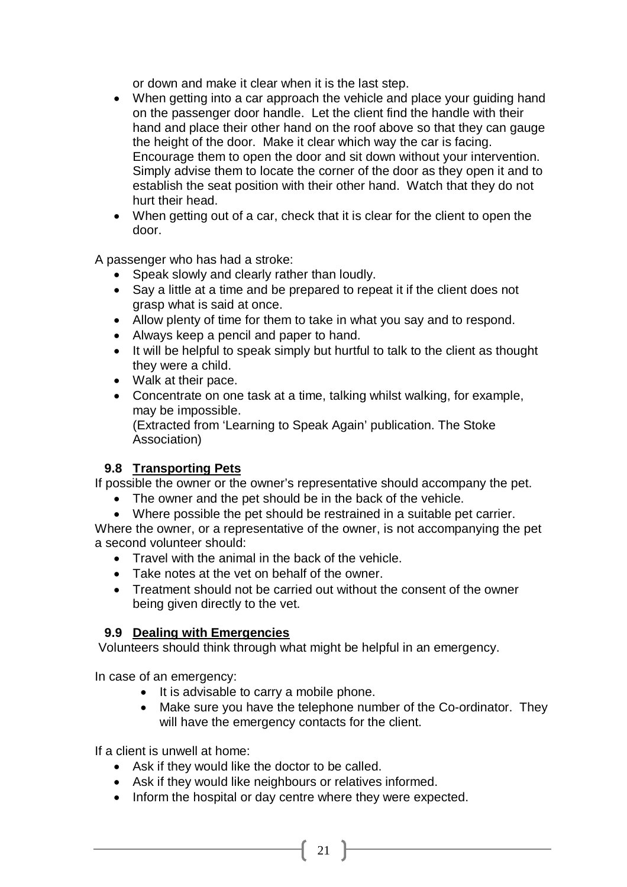or down and make it clear when it is the last step.

- When getting into a car approach the vehicle and place your guiding hand on the passenger door handle. Let the client find the handle with their hand and place their other hand on the roof above so that they can gauge the height of the door. Make it clear which way the car is facing. Encourage them to open the door and sit down without your intervention. Simply advise them to locate the corner of the door as they open it and to establish the seat position with their other hand. Watch that they do not hurt their head.
- When getting out of a car, check that it is clear for the client to open the door.

A passenger who has had a stroke:

- Speak slowly and clearly rather than loudly.
- Say a little at a time and be prepared to repeat it if the client does not grasp what is said at once.
- Allow plenty of time for them to take in what you say and to respond.
- Always keep a pencil and paper to hand.
- It will be helpful to speak simply but hurtful to talk to the client as thought they were a child.
- Walk at their pace.
- Concentrate on one task at a time, talking whilst walking, for example, may be impossible.
  (Extracted from 'Learning to Speak Again' publication. The Stoke Association)

### 9.8 Transporting Pets

If possible the owner or the owner's representative should accompany the pet.

- The owner and the pet should be in the back of the vehicle.
- Where possible the pet should be restrained in a suitable pet carrier.

Where the owner, or a representative of the owner, is not accompanying the pet a second volunteer should:

- Travel with the animal in the back of the vehicle.
- Take notes at the vet on behalf of the owner.
- Treatment should not be carried out without the consent of the owner being given directly to the vet.

### 9.9 Dealing with Emergencies

Volunteers should think through what might be helpful in an emergency.

In case of an emergency:

- It is advisable to carry a mobile phone.
- Make sure you have the telephone number of the Co-ordinator. They will have the emergency contacts for the client.

If a client is unwell at home:

- Ask if they would like the doctor to be called.
- Ask if they would like neighbours or relatives informed.
- Inform the hospital or day centre where they were expected.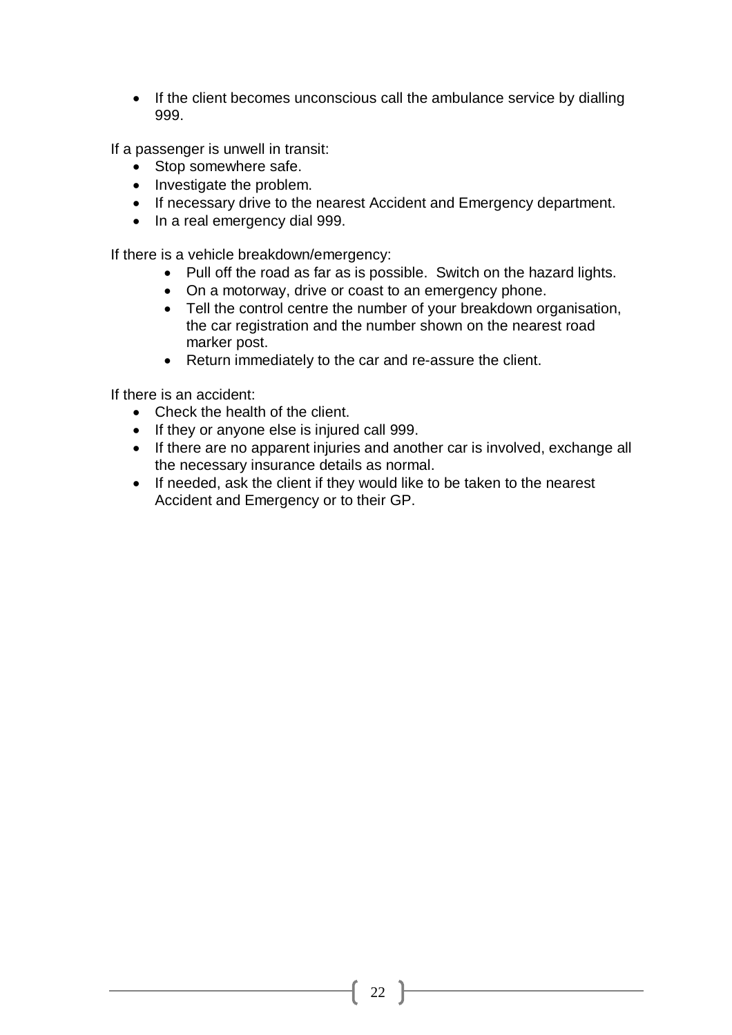- If the client becomes unconscious call the ambulance service by dialling 999.

If a passenger is unwell in transit:

- Stop somewhere safe.
- Investigate the problem.
- If necessary drive to the nearest Accident and Emergency department.
- In a real emergency dial 999.

If there is a vehicle breakdown/emergency:

- Pull off the road as far as is possible. Switch on the hazard lights.
- On a motorway, drive or coast to an emergency phone.
- Tell the control centre the number of your breakdown organisation, the car registration and the number shown on the nearest road marker post.
- Return immediately to the car and re-assure the client.

If there is an accident:

- Check the health of the client.
- If they or anyone else is injured call 999.
- If there are no apparent injuries and another car is involved, exchange all the necessary insurance details as normal.
- If needed, ask the client if they would like to be taken to the nearest Accident and Emergency or to their GP.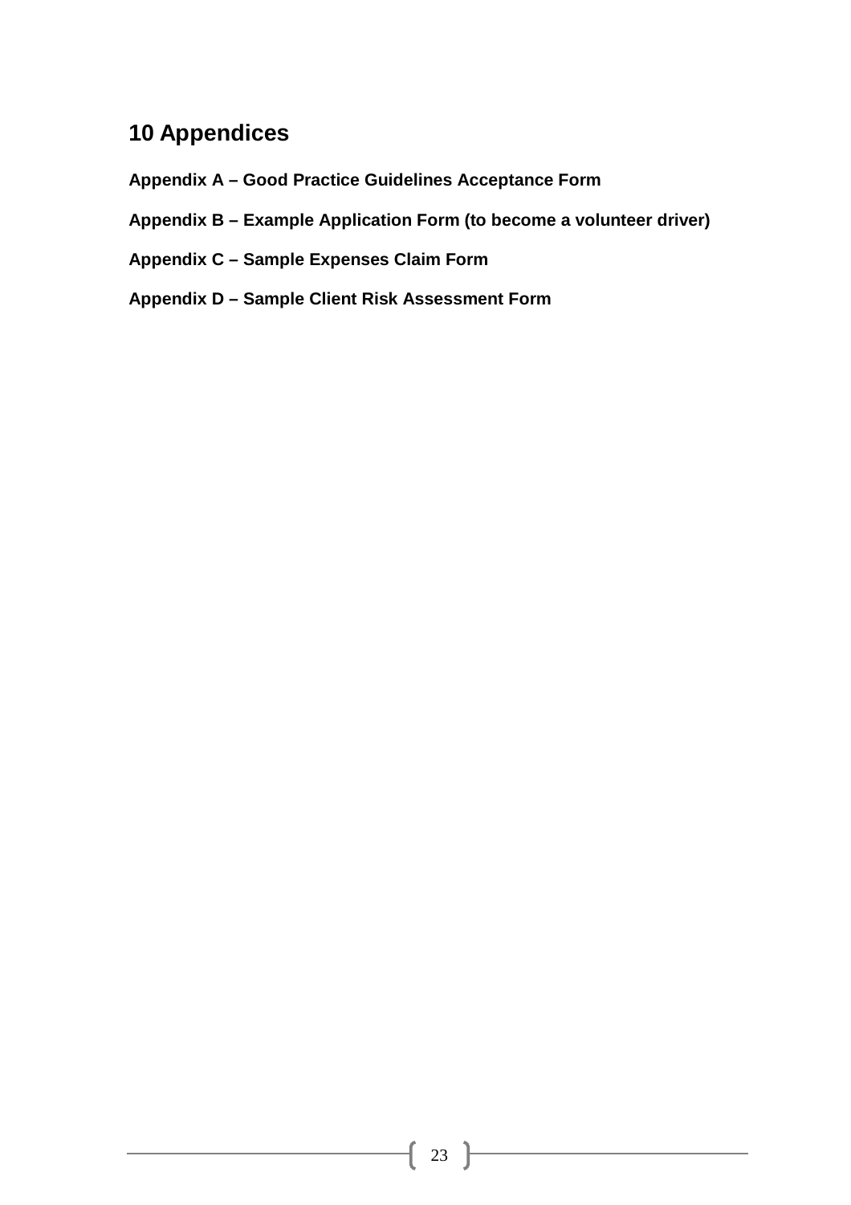# 10 Appendices

**Appendix A – Good Practice Guidelines Acceptance Form**

**Appendix B – Example Application Form (to become a volunteer driver)**

**Appendix C – Sample Expenses Claim Form**

**Appendix D – Sample Client Risk Assessment Form**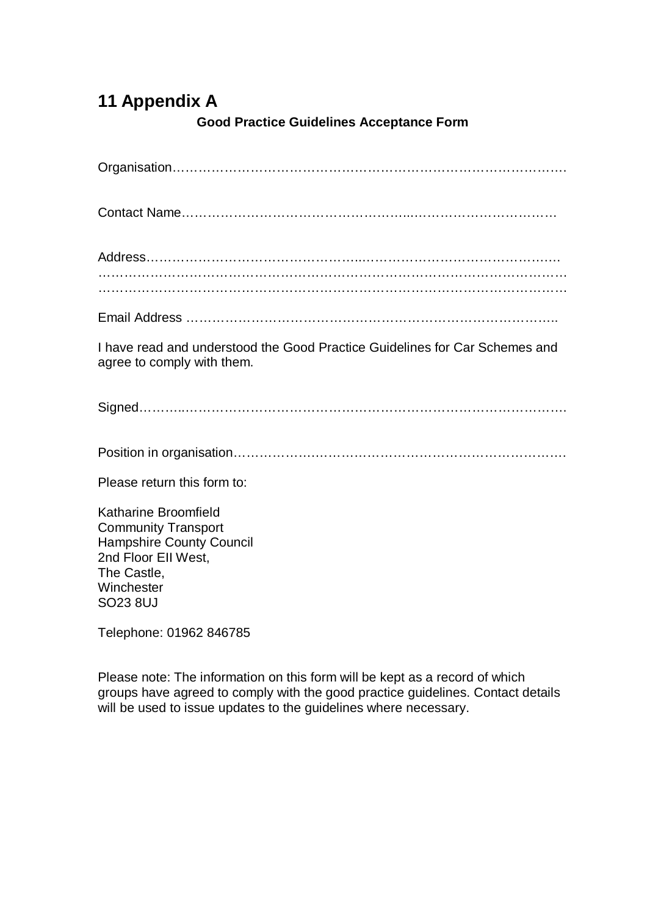# 11 Appendix A

**Good Practice Guidelines Acceptance Form**

Organisation…………………………………………………………………………….

Contact Name…………………………………………...…………………………

Address…………………………………………...……………………………………
………………………………………………………………………………………………
………………………………………………………………………………………………

Email Address ………………………………………………………………………..

I have read and understood the Good Practice Guidelines for Car Schemes and agree to comply with them.

Signed………..…………………………………………………………………………….

Position in organisation……………….……………………………………………….

Please return this form to:

Katharine Broomfield
Community Transport
Hampshire County Council
2nd Floor EII West,
The Castle,
Winchester
SO23 8UJ

Telephone: 01962 846785

Please note: The information on this form will be kept as a record of which groups have agreed to comply with the good practice guidelines. Contact details will be used to issue updates to the guidelines where necessary.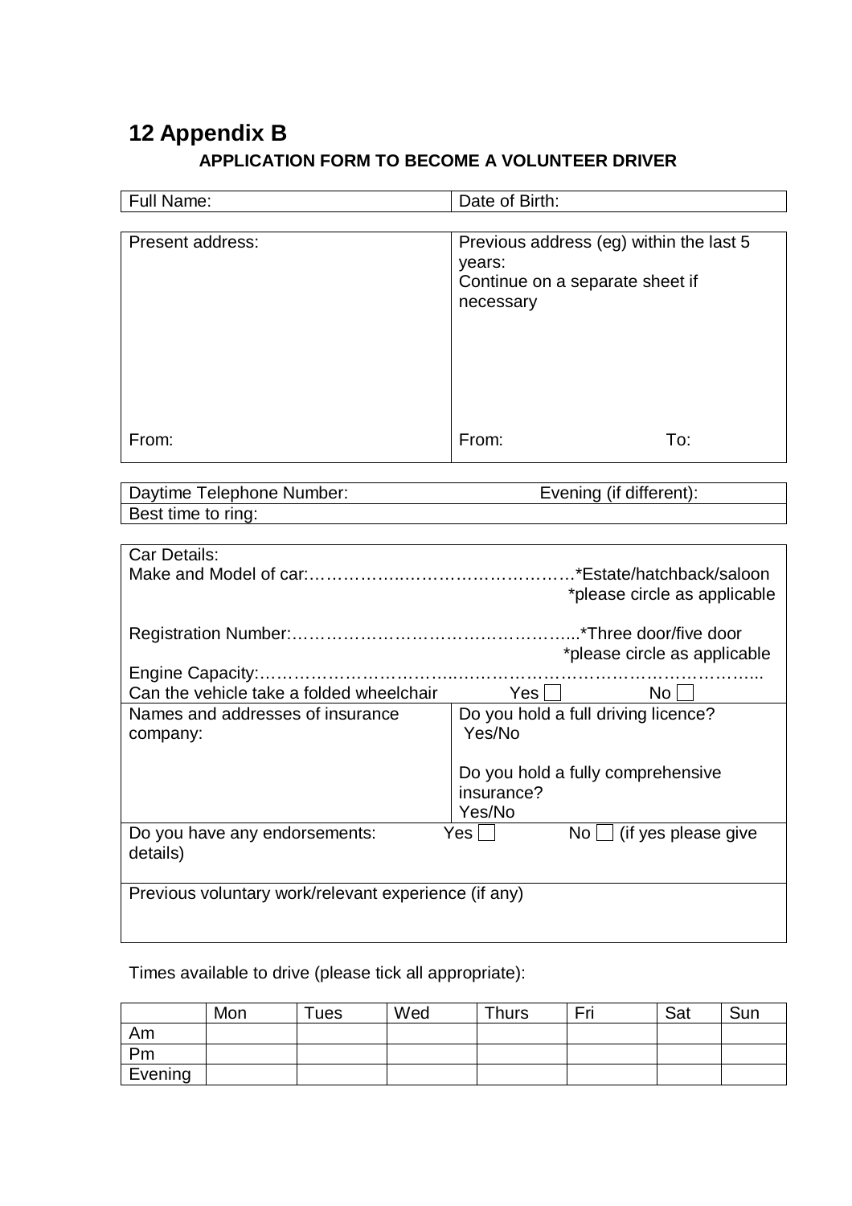# 12 Appendix B

**APPLICATION FORM TO BECOME A VOLUNTEER DRIVER**

| Full Name: | Date of Birth: |
|---|---|

| Present address:<br><br><br><br><br><br><br>From: | Previous address (eg) within the last 5 years:<br>Continue on a separate sheet if necessary<br><br><br><br><br>From: To: |
|---|---|

| Daytime Telephone Number: | Evening (if different): |
|---|---|
| Best time to ring: | |

| Car Details:<br>Make and Model of car:……………..………………………*Estate/hatchback/saloon<br>*please circle as applicable<br><br>Registration Number:…………………………………….....*Three door/five door<br>*please circle as applicable<br>Engine Capacity:……………………………..……………..……………………………...<br>Can the vehicle take a folded wheelchair Yes ☐ No ☐ | |
|---|---|
| Names and addresses of insurance company: | Do you hold a full driving licence?<br>Yes/No<br><br>Do you hold a fully comprehensive insurance?<br>Yes/No |
| Do you have any endorsements: Yes ☐ No ☐ (if yes please give details) | |
| Previous voluntary work/relevant experience (if any) | |

Times available to drive (please tick all appropriate):

| | Mon | Tues | Wed | Thurs | Fri | Sat | Sun |
|---|---|---|---|---|---|---|---|
| Am | | | | | | | |
| Pm | | | | | | | |
| Evening | | | | | | | |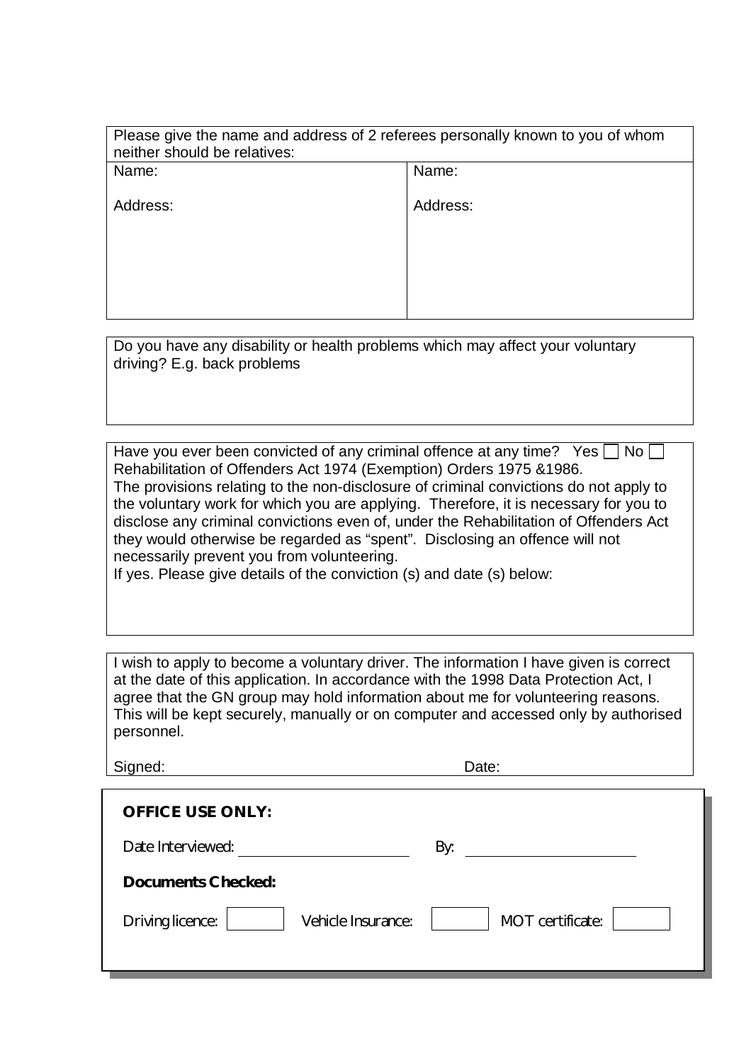| Please give the name and address of 2 referees personally known to you of whom neither should be relatives: | |
|---|---|
| Name:<br><br>Address: | Name:<br><br>Address: |

Do you have any disability or health problems which may affect your voluntary driving? E.g. back problems

Have you ever been convicted of any criminal offence at any time? Yes ☐ No ☐

Rehabilitation of Offenders Act 1974 (Exemption) Orders 1975 &1986.

The provisions relating to the non-disclosure of criminal convictions do not apply to the voluntary work for which you are applying. Therefore, it is necessary for you to disclose any criminal convictions even of, under the Rehabilitation of Offenders Act they would otherwise be regarded as "spent". Disclosing an offence will not necessarily prevent you from volunteering.

If yes. Please give details of the conviction (s) and date (s) below:

I wish to apply to become a voluntary driver. The information I have given is correct at the date of this application. In accordance with the 1998 Data Protection Act, I agree that the GN group may hold information about me for volunteering reasons. This will be kept securely, manually or on computer and accessed only by authorised personnel.

Signed: ____________________ Date: ____________________

**OFFICE USE ONLY:**

Date Interviewed: ____________________ By: ____________________

**Documents Checked:**

Driving licence: ☐ Vehicle Insurance: ☐ MOT certificate: ☐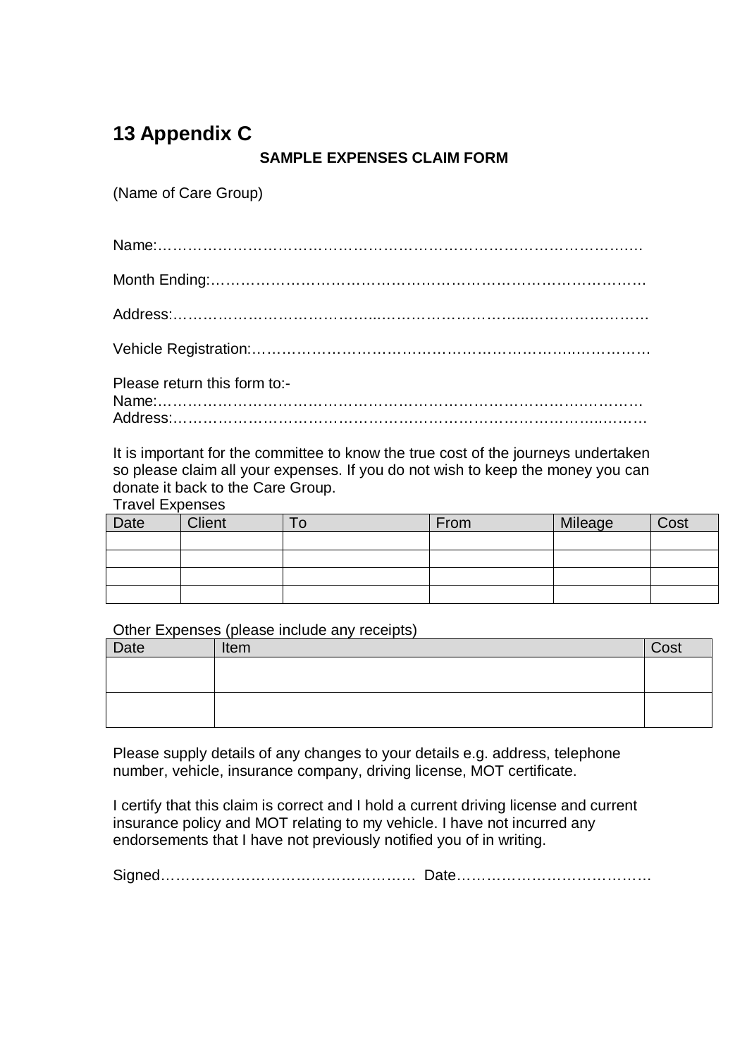# 13 Appendix C

**SAMPLE EXPENSES CLAIM FORM**

(Name of Care Group)

Name:……………………………………………………………………………………

Month Ending:…………………………………………………………………………

Address:……………………………………………………………………………….

Vehicle Registration:……………………………………………………………………

Please return this form to:-
Name:…………………………………………………………………………………
Address:………………………………………………………………………………

It is important for the committee to know the true cost of the journeys undertaken so please claim all your expenses. If you do not wish to keep the money you can donate it back to the Care Group.

Travel Expenses

| Date | Client | To | From | Mileage | Cost |
|---|---|---|---|---|---|
| | | | | | |
| | | | | | |
| | | | | | |
| | | | | | |

Other Expenses (please include any receipts)

| Date | Item | Cost |
|---|---|---|
| | | |
| | | |

Please supply details of any changes to your details e.g. address, telephone number, vehicle, insurance company, driving license, MOT certificate.

I certify that this claim is correct and I hold a current driving license and current insurance policy and MOT relating to my vehicle. I have not incurred any endorsements that I have not previously notified you of in writing.

Signed…………………………………………… Date…………………………………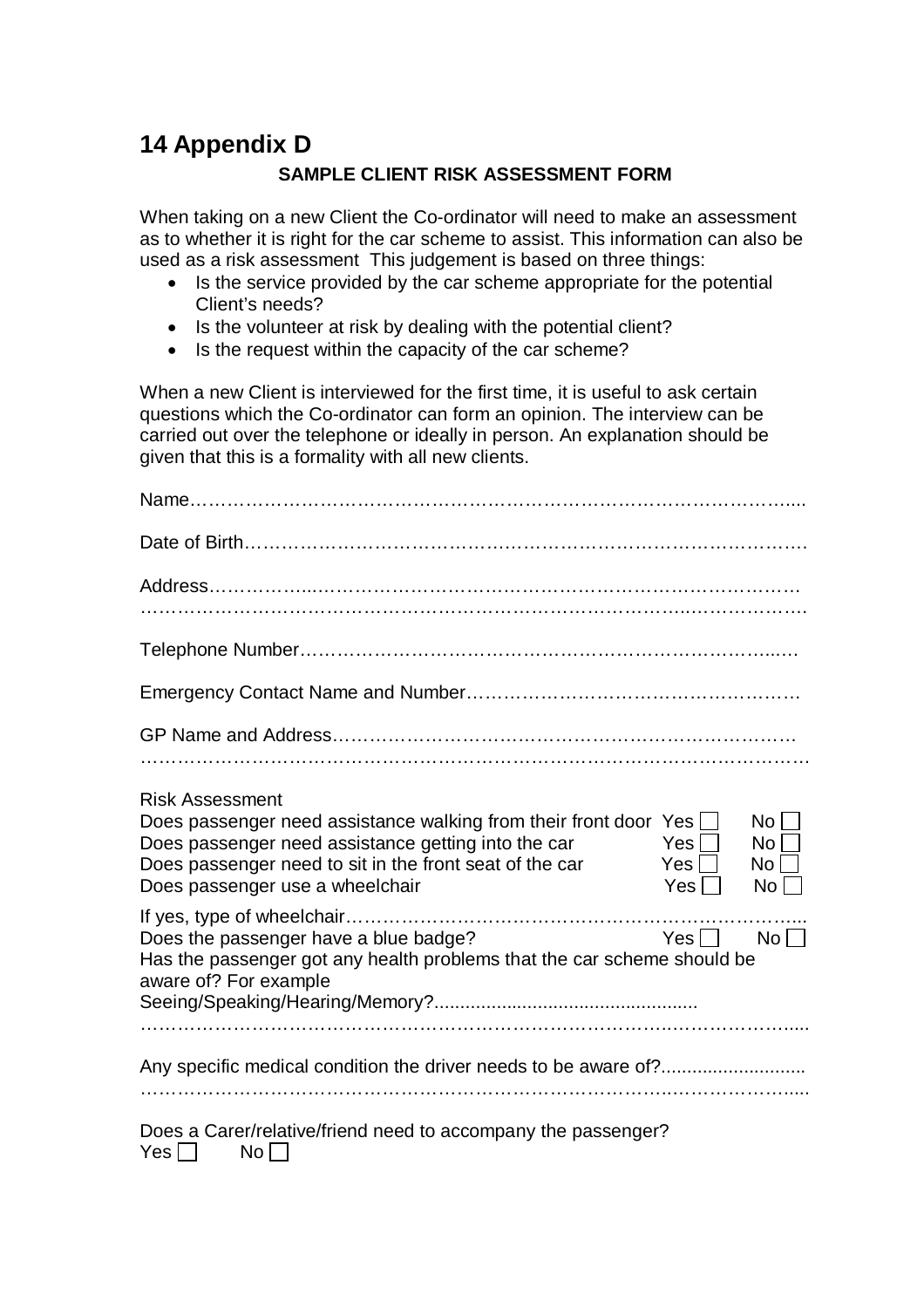# 14 Appendix D

**SAMPLE CLIENT RISK ASSESSMENT FORM**

When taking on a new Client the Co-ordinator will need to make an assessment as to whether it is right for the car scheme to assist. This information can also be used as a risk assessment This judgement is based on three things:

- Is the service provided by the car scheme appropriate for the potential Client's needs?
- Is the volunteer at risk by dealing with the potential client?
- Is the request within the capacity of the car scheme?

When a new Client is interviewed for the first time, it is useful to ask certain questions which the Co-ordinator can form an opinion. The interview can be carried out over the telephone or ideally in person. An explanation should be given that this is a formality with all new clients.

Name…………………………………………………………………………………....

Date of Birth………………………………………………………………………………

Address……………...……………………………………………………………………
…………………………………………………………………………..…………………

Telephone Number……………………………………………………………………..…

Emergency Contact Name and Number………………………………………………

GP Name and Address……………………………………………………………………
……………………………………………………………………………………………

Risk Assessment

Does passenger need assistance walking from their front door Yes ☐ No ☐
Does passenger need assistance getting into the car Yes ☐ No ☐
Does passenger need to sit in the front seat of the car Yes ☐ No ☐
Does passenger use a wheelchair Yes ☐ No ☐

If yes, type of wheelchair…………………………………………………………………...
Does the passenger have a blue badge? Yes ☐ No ☐
Has the passenger got any health problems that the car scheme should be aware of? For example
Seeing/Speaking/Hearing/Memory?..................................................
…………………………………………………………………………..………………….....

Any specific medical condition the driver needs to be aware of?...........................
…………………………………………………………………………..………………….....

Does a Carer/relative/friend need to accompany the passenger?
Yes ☐ No ☐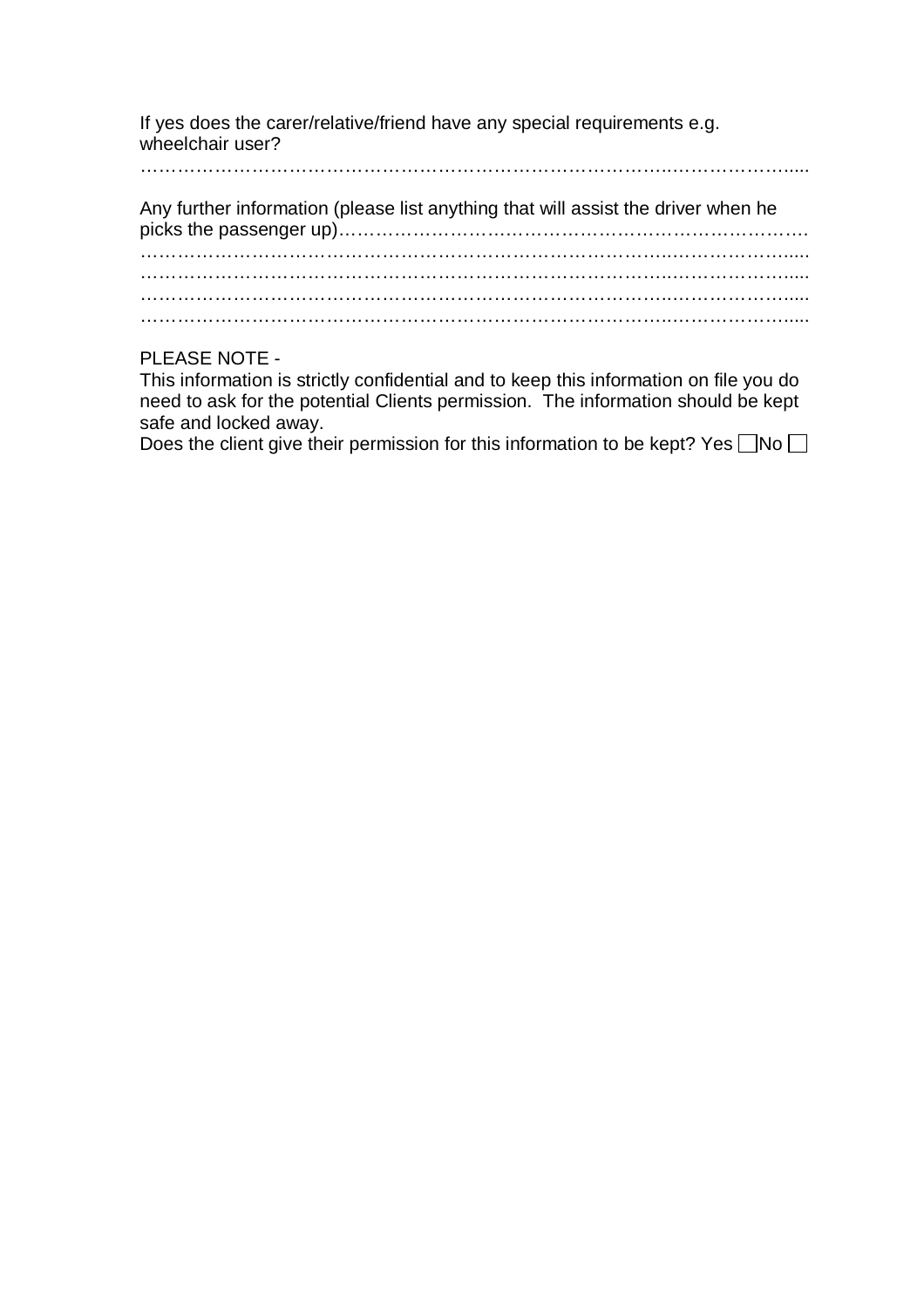If yes does the carer/relative/friend have any special requirements e.g. wheelchair user?

……………………………………………………………………………………………….....

Any further information (please list anything that will assist the driver when he picks the passenger up)……………………………………………………………………….

……………………………………………………………………………………………….....
……………………………………………………………………………………………….....
……………………………………………………………………………………………….....
……………………………………………………………………………………………….....

PLEASE NOTE -

This information is strictly confidential and to keep this information on file you do need to ask for the potential Clients permission. The information should be kept safe and locked away.

Does the client give their permission for this information to be kept? Yes ☐ No ☐